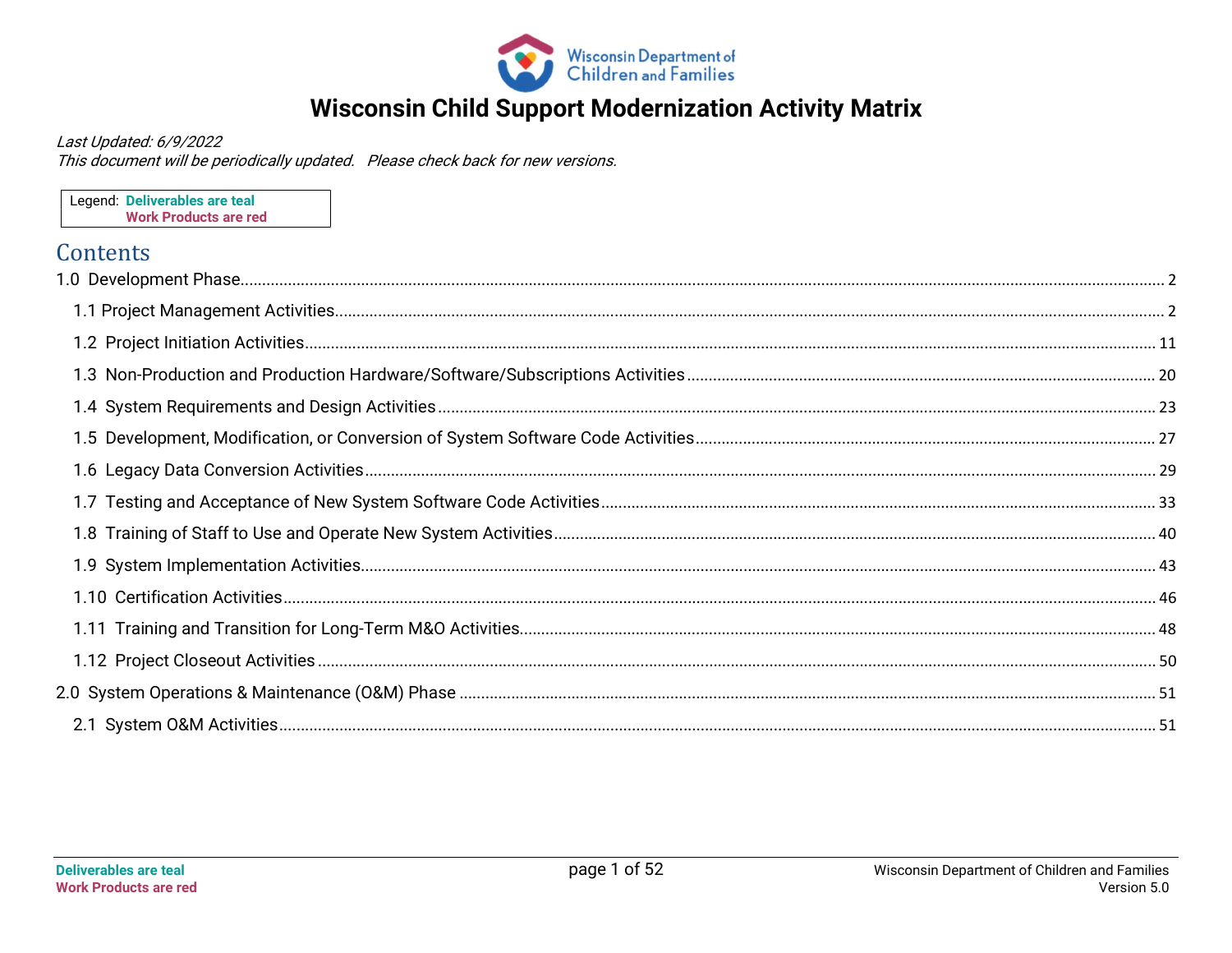# Wisconsin Child Support Modernization Activity Matrix

*Last Updated: 6/9/2022*
*This document will be periodically updated. Please check back for new versions.*

Legend: **Deliverables are teal**
**Work Products are red**

## Contents

1.0 Development Phase ..... 2

- 1.1 Project Management Activities ..... 2
- 1.2 Project Initiation Activities ..... 11
- 1.3 Non-Production and Production Hardware/Software/Subscriptions Activities ..... 20
- 1.4 System Requirements and Design Activities ..... 23
- 1.5 Development, Modification, or Conversion of System Software Code Activities ..... 27
- 1.6 Legacy Data Conversion Activities ..... 29
- 1.7 Testing and Acceptance of New System Software Code Activities ..... 33
- 1.8 Training of Staff to Use and Operate New System Activities ..... 40
- 1.9 System Implementation Activities ..... 43
- 1.10 Certification Activities ..... 46
- 1.11 Training and Transition for Long-Term M&O Activities ..... 48
- 1.12 Project Closeout Activities ..... 50

2.0 System Operations & Maintenance (O&M) Phase ..... 51

- 2.1 System O&M Activities ..... 51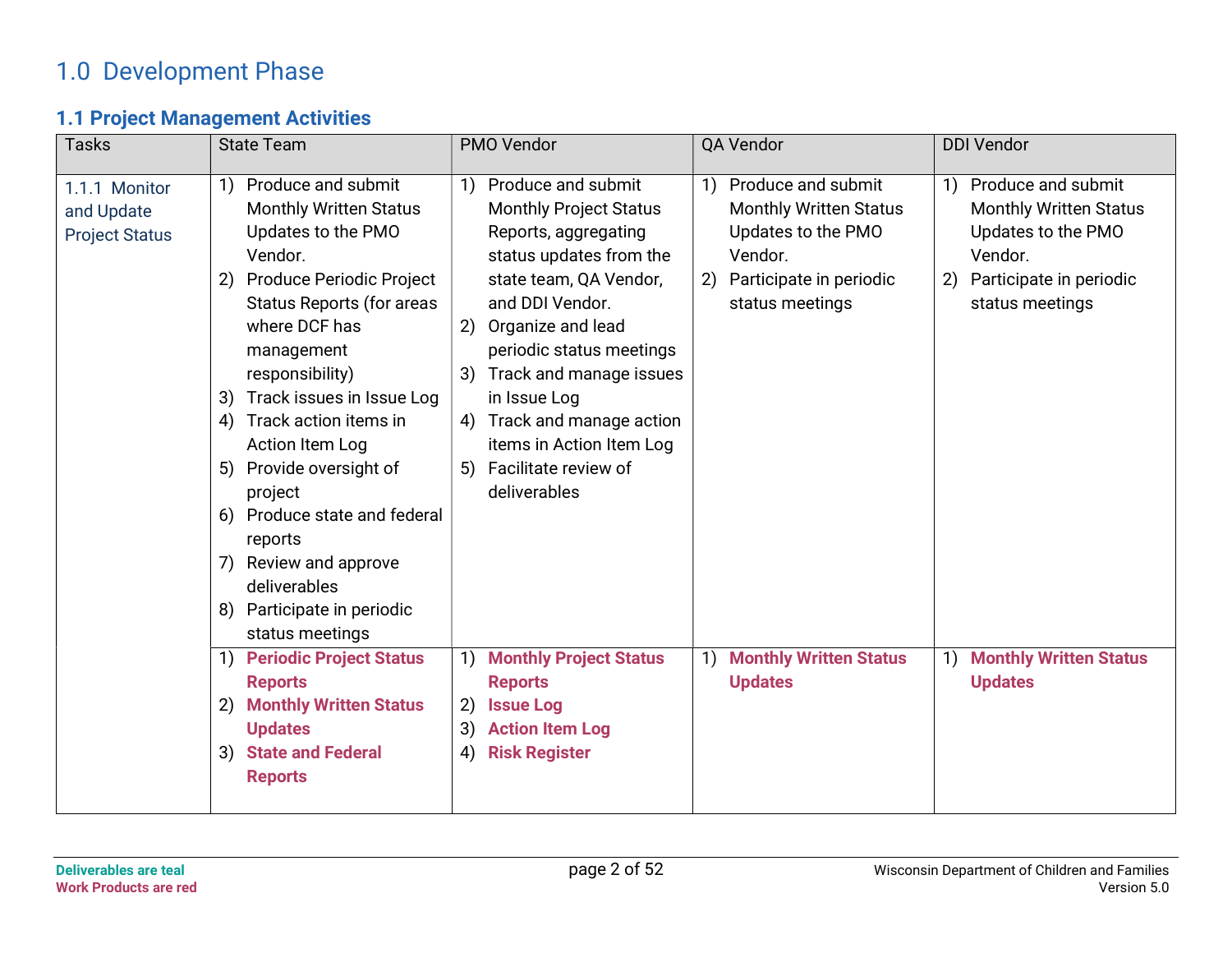# 1.0 Development Phase

## 1.1 Project Management Activities

| Tasks | State Team | PMO Vendor | QA Vendor | DDI Vendor |
|---|---|---|---|---|
| 1.1.1 Monitor and Update Project Status | 1) Produce and submit Monthly Written Status Updates to the PMO Vendor.<br>2) Produce Periodic Project Status Reports (for areas where DCF has management responsibility)<br>3) Track issues in Issue Log<br>4) Track action items in Action Item Log<br>5) Provide oversight of project<br>6) Produce state and federal reports<br>7) Review and approve deliverables<br>8) Participate in periodic status meetings | 1) Produce and submit Monthly Project Status Reports, aggregating status updates from the state team, QA Vendor, and DDI Vendor.<br>2) Organize and lead periodic status meetings<br>3) Track and manage issues in Issue Log<br>4) Track and manage action items in Action Item Log<br>5) Facilitate review of deliverables | 1) Produce and submit Monthly Written Status Updates to the PMO Vendor.<br>2) Participate in periodic status meetings | 1) Produce and submit Monthly Written Status Updates to the PMO Vendor.<br>2) Participate in periodic status meetings |
| | 1) **Periodic Project Status Reports**<br>2) **Monthly Written Status Updates**<br>3) **State and Federal Reports** | 1) **Monthly Project Status Reports**<br>2) **Issue Log**<br>3) **Action Item Log**<br>4) **Risk Register** | 1) **Monthly Written Status Updates** | 1) **Monthly Written Status Updates** |

**Deliverables are teal**
**Work Products are red**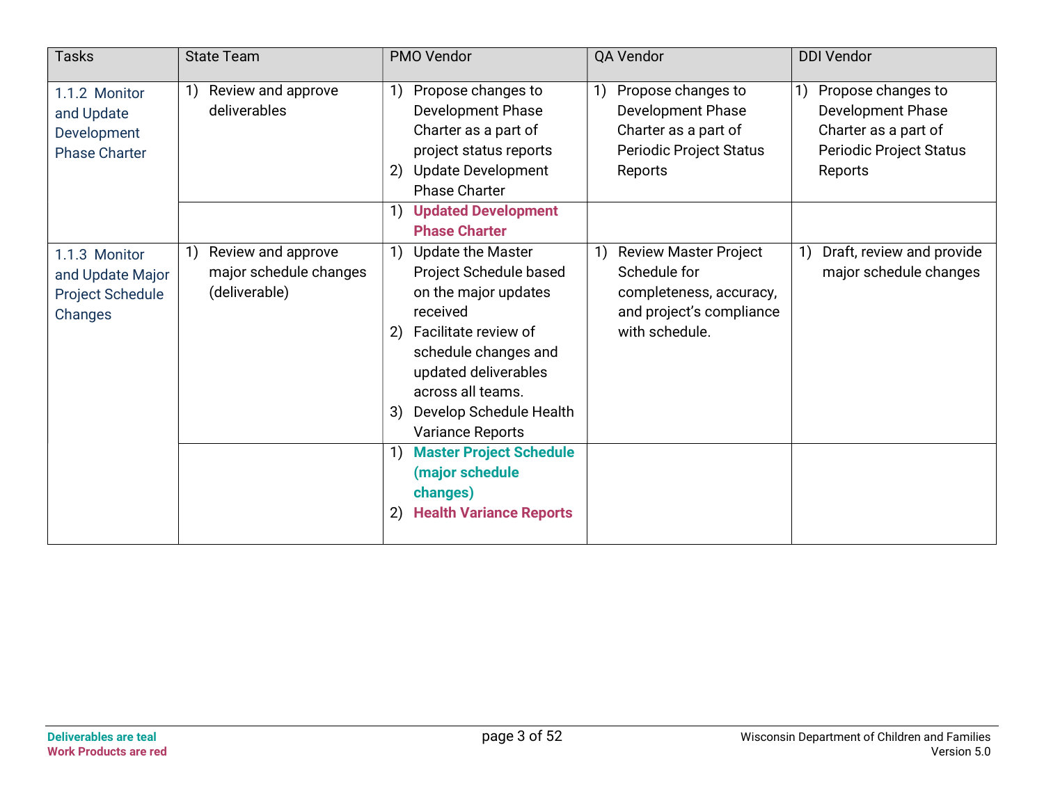| Tasks | State Team | PMO Vendor | QA Vendor | DDI Vendor |
|---|---|---|---|---|
| 1.1.2 Monitor and Update Development Phase Charter | 1) Review and approve deliverables | 1) Propose changes to Development Phase Charter as a part of project status reports<br>2) Update Development Phase Charter | 1) Propose changes to Development Phase Charter as a part of Periodic Project Status Reports | 1) Propose changes to Development Phase Charter as a part of Periodic Project Status Reports |
| | | 1) **Updated Development Phase Charter** | | |
| 1.1.3 Monitor and Update Major Project Schedule Changes | 1) Review and approve major schedule changes (deliverable) | 1) Update the Master Project Schedule based on the major updates received<br>2) Facilitate review of schedule changes and updated deliverables across all teams.<br>3) Develop Schedule Health Variance Reports | 1) Review Master Project Schedule for completeness, accuracy, and project's compliance with schedule. | 1) Draft, review and provide major schedule changes |
| | | 1) **Master Project Schedule (major schedule changes)**<br>2) **Health Variance Reports** | | |

**Deliverables are teal**
**Work Products are red**

Wisconsin Department of Children and Families
Version 5.0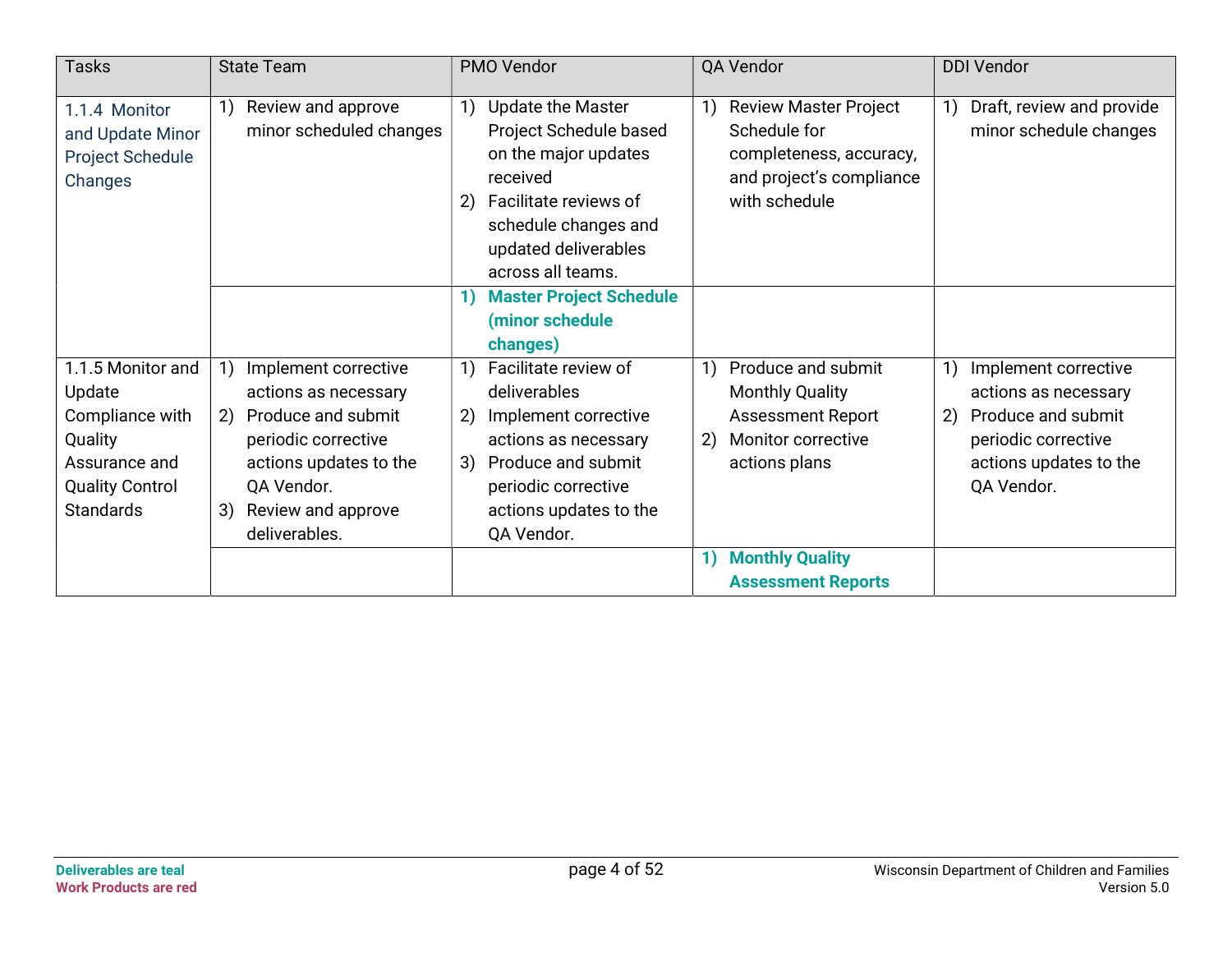| Tasks | State Team | PMO Vendor | QA Vendor | DDI Vendor |
|---|---|---|---|---|
| 1.1.4 Monitor and Update Minor Project Schedule Changes | 1) Review and approve minor scheduled changes | 1) Update the Master Project Schedule based on the major updates received<br>2) Facilitate reviews of schedule changes and updated deliverables across all teams. | 1) Review Master Project Schedule for completeness, accuracy, and project's compliance with schedule | 1) Draft, review and provide minor schedule changes |
| | | **1) Master Project Schedule (minor schedule changes)** | | |
| 1.1.5 Monitor and Update Compliance with Quality Assurance and Quality Control Standards | 1) Implement corrective actions as necessary<br>2) Produce and submit periodic corrective actions updates to the QA Vendor.<br>3) Review and approve deliverables. | 1) Facilitate review of deliverables<br>2) Implement corrective actions as necessary<br>3) Produce and submit periodic corrective actions updates to the QA Vendor. | 1) Produce and submit Monthly Quality Assessment Report<br>2) Monitor corrective actions plans | 1) Implement corrective actions as necessary<br>2) Produce and submit periodic corrective actions updates to the QA Vendor. |
| | | | **1) Monthly Quality Assessment Reports** | |

**Deliverables are teal**
**Work Products are red**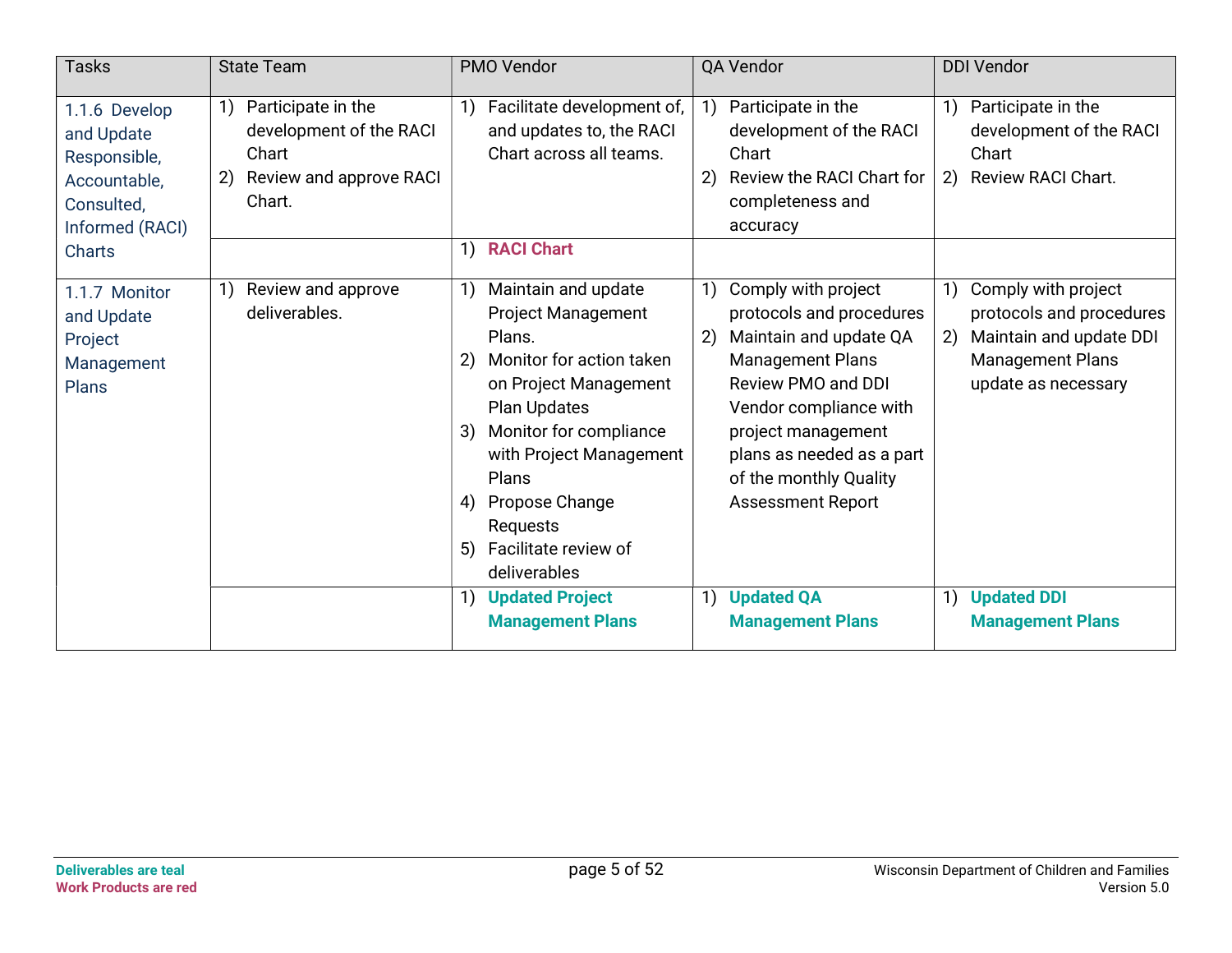| Tasks | State Team | PMO Vendor | QA Vendor | DDI Vendor |
|---|---|---|---|---|
| 1.1.6 Develop and Update Responsible, Accountable, Consulted, Informed (RACI) Charts | 1) Participate in the development of the RACI Chart<br>2) Review and approve RACI Chart. | 1) Facilitate development of, and updates to, the RACI Chart across all teams. | 1) Participate in the development of the RACI Chart<br>2) Review the RACI Chart for completeness and accuracy | 1) Participate in the development of the RACI Chart<br>2) Review RACI Chart. |
| | | 1) **RACI Chart** | | |
| 1.1.7 Monitor and Update Project Management Plans | 1) Review and approve deliverables. | 1) Maintain and update Project Management Plans.<br>2) Monitor for action taken on Project Management Plan Updates<br>3) Monitor for compliance with Project Management Plans<br>4) Propose Change Requests<br>5) Facilitate review of deliverables | 1) Comply with project protocols and procedures<br>2) Maintain and update QA Management Plans Review PMO and DDI Vendor compliance with project management plans as needed as a part of the monthly Quality Assessment Report | 1) Comply with project protocols and procedures<br>2) Maintain and update DDI Management Plans update as necessary |
| | | 1) **Updated Project Management Plans** | 1) **Updated QA Management Plans** | 1) **Updated DDI Management Plans** |

**Deliverables are teal**
**Work Products are red**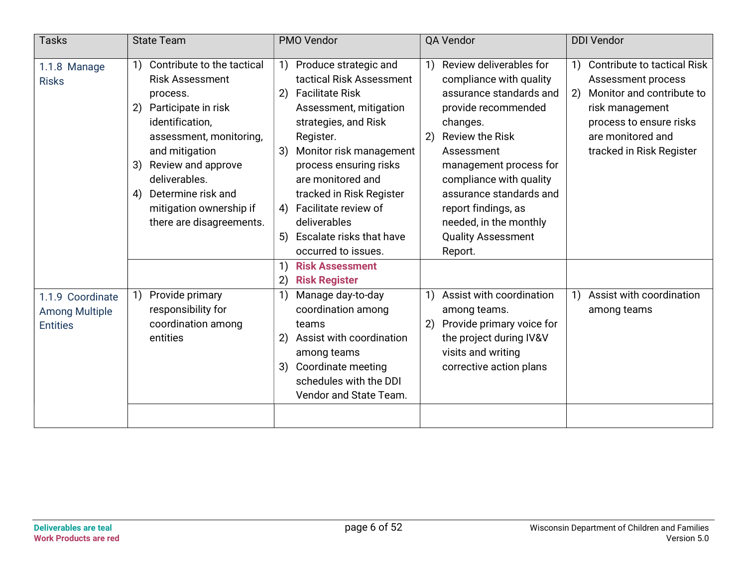| Tasks | State Team | PMO Vendor | QA Vendor | DDI Vendor |
|---|---|---|---|---|
| 1.1.8 Manage Risks | 1) Contribute to the tactical Risk Assessment process.<br>2) Participate in risk identification, assessment, monitoring, and mitigation<br>3) Review and approve deliverables.<br>4) Determine risk and mitigation ownership if there are disagreements. | 1) Produce strategic and tactical Risk Assessment<br>2) Facilitate Risk Assessment, mitigation strategies, and Risk Register.<br>3) Monitor risk management process ensuring risks are monitored and tracked in Risk Register<br>4) Facilitate review of deliverables<br>5) Escalate risks that have occurred to issues. | 1) Review deliverables for compliance with quality assurance standards and provide recommended changes.<br>2) Review the Risk Assessment management process for compliance with quality assurance standards and report findings, as needed, in the monthly Quality Assessment Report. | 1) Contribute to tactical Risk Assessment process<br>2) Monitor and contribute to risk management process to ensure risks are monitored and tracked in Risk Register |
| | | 1) **Risk Assessment**<br>2) **Risk Register** | | |
| 1.1.9 Coordinate Among Multiple Entities | 1) Provide primary responsibility for coordination among entities | 1) Manage day-to-day coordination among teams<br>2) Assist with coordination among teams<br>3) Coordinate meeting schedules with the DDI Vendor and State Team. | 1) Assist with coordination among teams.<br>2) Provide primary voice for the project during IV&V visits and writing corrective action plans | 1) Assist with coordination among teams |
| | | | | |

**Deliverables are teal**
**Work Products are red**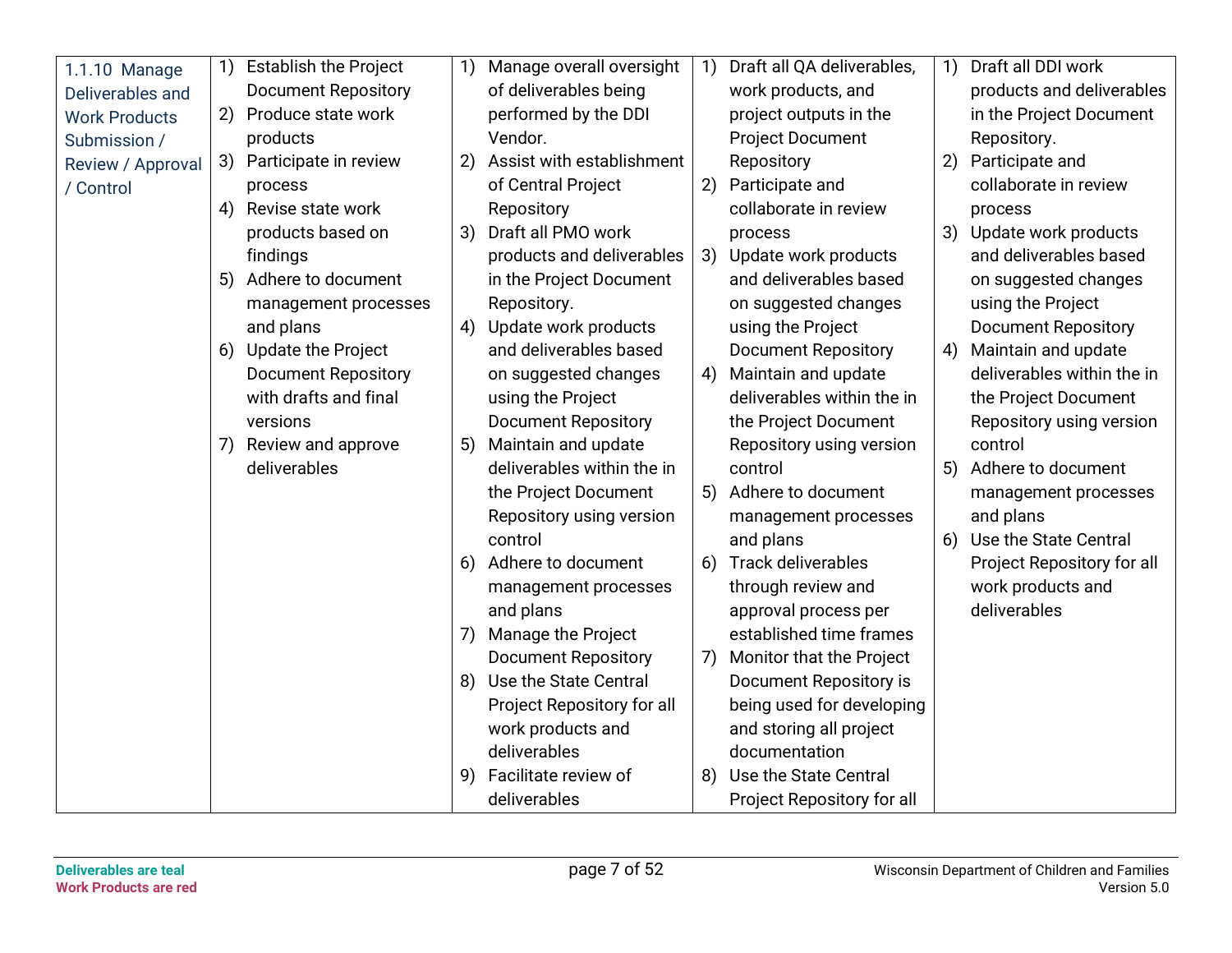| 1.1.10 Manage Deliverables and Work Products Submission / Review / Approval / Control | 1) Establish the Project Document Repository<br>2) Produce state work products<br>3) Participate in review process<br>4) Revise state work products based on findings<br>5) Adhere to document management processes and plans<br>6) Update the Project Document Repository with drafts and final versions<br>7) Review and approve deliverables | 1) Manage overall oversight of deliverables being performed by the DDI Vendor.<br>2) Assist with establishment of Central Project Repository<br>3) Draft all PMO work products and deliverables in the Project Document Repository.<br>4) Update work products and deliverables based on suggested changes using the Project Document Repository<br>5) Maintain and update deliverables within the in the Project Document Repository using version control<br>6) Adhere to document management processes and plans<br>7) Manage the Project Document Repository<br>8) Use the State Central Project Repository for all work products and deliverables<br>9) Facilitate review of deliverables | 1) Draft all QA deliverables, work products, and project outputs in the Project Document Repository<br>2) Participate and collaborate in review process<br>3) Update work products and deliverables based on suggested changes using the Project Document Repository<br>4) Maintain and update deliverables within the in the Project Document Repository using version control<br>5) Adhere to document management processes and plans<br>6) Track deliverables through review and approval process per established time frames<br>7) Monitor that the Project Document Repository is being used for developing and storing all project documentation<br>8) Use the State Central Project Repository for all | 1) Draft all DDI work products and deliverables in the Project Document Repository.<br>2) Participate and collaborate in review process<br>3) Update work products and deliverables based on suggested changes using the Project Document Repository<br>4) Maintain and update deliverables within the in the Project Document Repository using version control<br>5) Adhere to document management processes and plans<br>6) Use the State Central Project Repository for all work products and deliverables |
|---|---|---|---|---|

Deliverables are teal
Work Products are red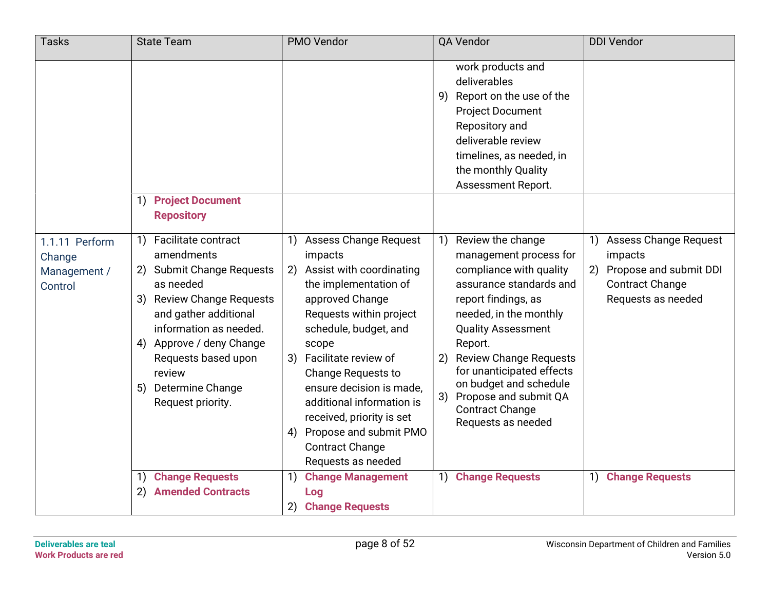| Tasks | State Team | PMO Vendor | QA Vendor | DDI Vendor |
|---|---|---|---|---|
| | | | work products and deliverables<br>9) Report on the use of the Project Document Repository and deliverable review timelines, as needed, in the monthly Quality Assessment Report. | |
| | 1) **Project Document Repository** | | | |
| 1.1.11 Perform Change Management / Control | 1) Facilitate contract amendments<br>2) Submit Change Requests as needed<br>3) Review Change Requests and gather additional information as needed.<br>4) Approve / deny Change Requests based upon review<br>5) Determine Change Request priority. | 1) Assess Change Request impacts<br>2) Assist with coordinating the implementation of approved Change Requests within project schedule, budget, and scope<br>3) Facilitate review of Change Requests to ensure decision is made, additional information is received, priority is set<br>4) Propose and submit PMO Contract Change Requests as needed | 1) Review the change management process for compliance with quality assurance standards and report findings, as needed, in the monthly Quality Assessment Report.<br>2) Review Change Requests for unanticipated effects on budget and schedule<br>3) Propose and submit QA Contract Change Requests as needed | 1) Assess Change Request impacts<br>2) Propose and submit DDI Contract Change Requests as needed |
| | 1) **Change Requests**<br>2) **Amended Contracts** | 1) **Change Management Log**<br>2) **Change Requests** | 1) **Change Requests** | 1) **Change Requests** |

**Deliverables are teal**
**Work Products are red**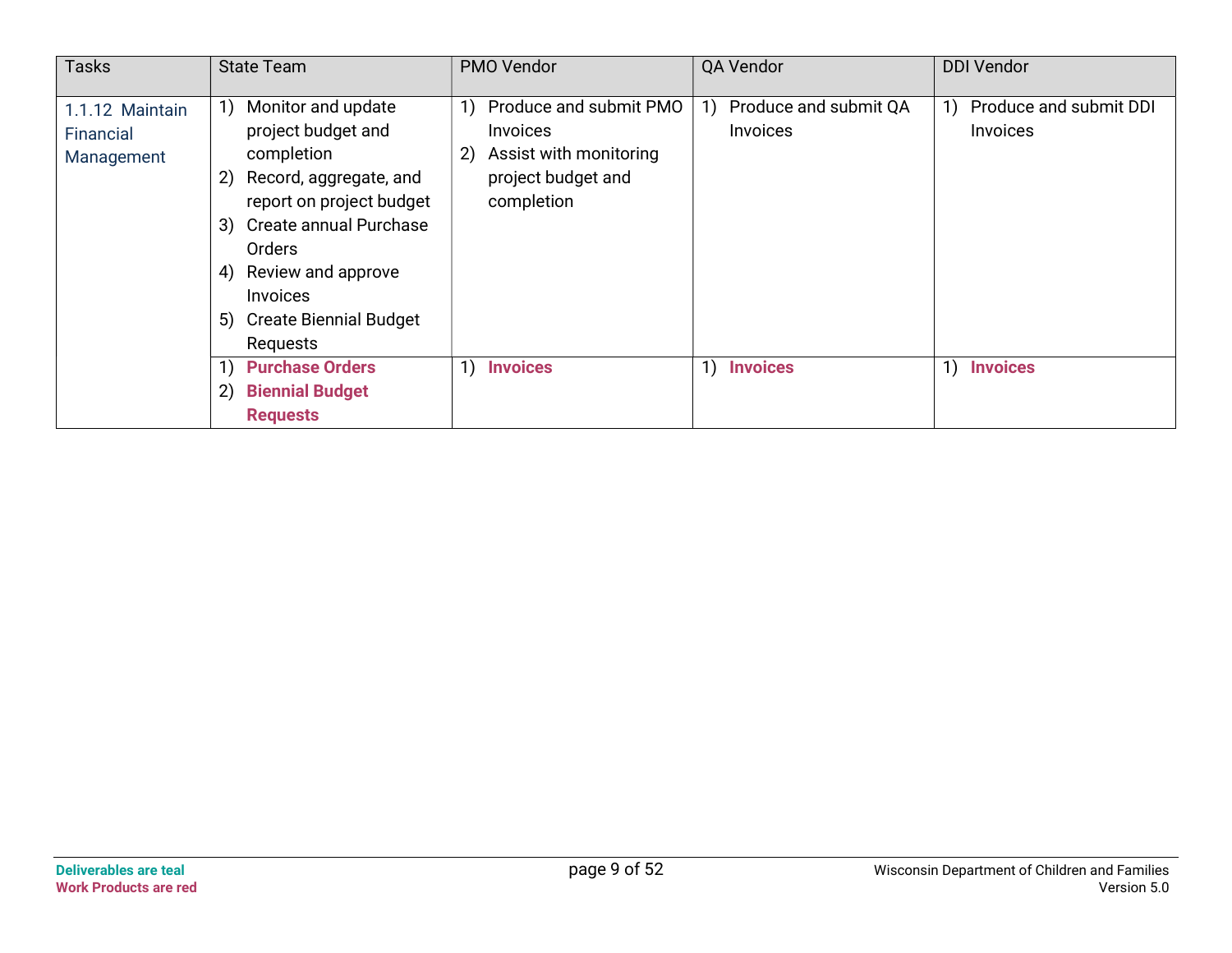| Tasks | State Team | PMO Vendor | QA Vendor | DDI Vendor |
|---|---|---|---|---|
| 1.1.12 Maintain Financial Management | 1) Monitor and update project budget and completion<br>2) Record, aggregate, and report on project budget<br>3) Create annual Purchase Orders<br>4) Review and approve Invoices<br>5) Create Biennial Budget Requests | 1) Produce and submit PMO Invoices<br>2) Assist with monitoring project budget and completion | 1) Produce and submit QA Invoices | 1) Produce and submit DDI Invoices |
| | 1) **Purchase Orders**<br>2) **Biennial Budget Requests** | 1) **Invoices** | 1) **Invoices** | 1) **Invoices** |

**Deliverables are teal**
**Work Products are red**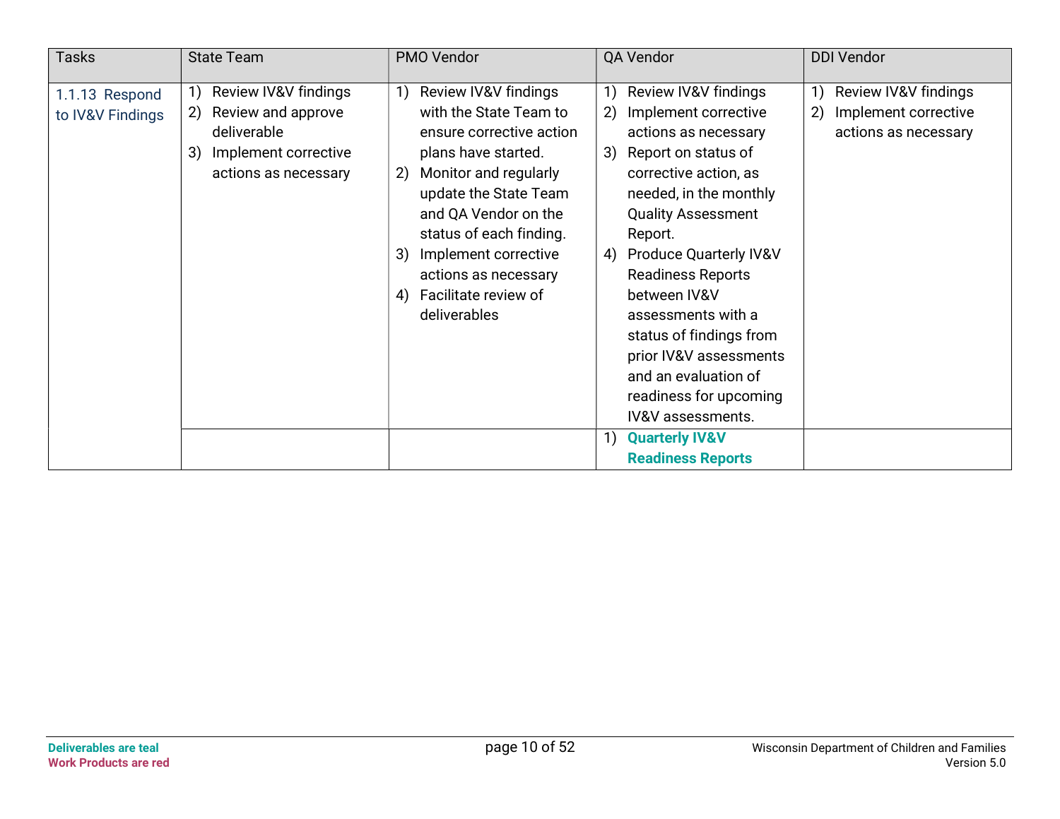| Tasks | State Team | PMO Vendor | QA Vendor | DDI Vendor |
|---|---|---|---|---|
| 1.1.13 Respond to IV&V Findings | 1) Review IV&V findings<br>2) Review and approve deliverable<br>3) Implement corrective actions as necessary | 1) Review IV&V findings with the State Team to ensure corrective action plans have started.<br>2) Monitor and regularly update the State Team and QA Vendor on the status of each finding.<br>3) Implement corrective actions as necessary<br>4) Facilitate review of deliverables | 1) Review IV&V findings<br>2) Implement corrective actions as necessary<br>3) Report on status of corrective action, as needed, in the monthly Quality Assessment Report.<br>4) Produce Quarterly IV&V Readiness Reports between IV&V assessments with a status of findings from prior IV&V assessments and an evaluation of readiness for upcoming IV&V assessments. | 1) Review IV&V findings<br>2) Implement corrective actions as necessary |
| | | | 1) **Quarterly IV&V Readiness Reports** | |

**Deliverables are teal**
**Work Products are red**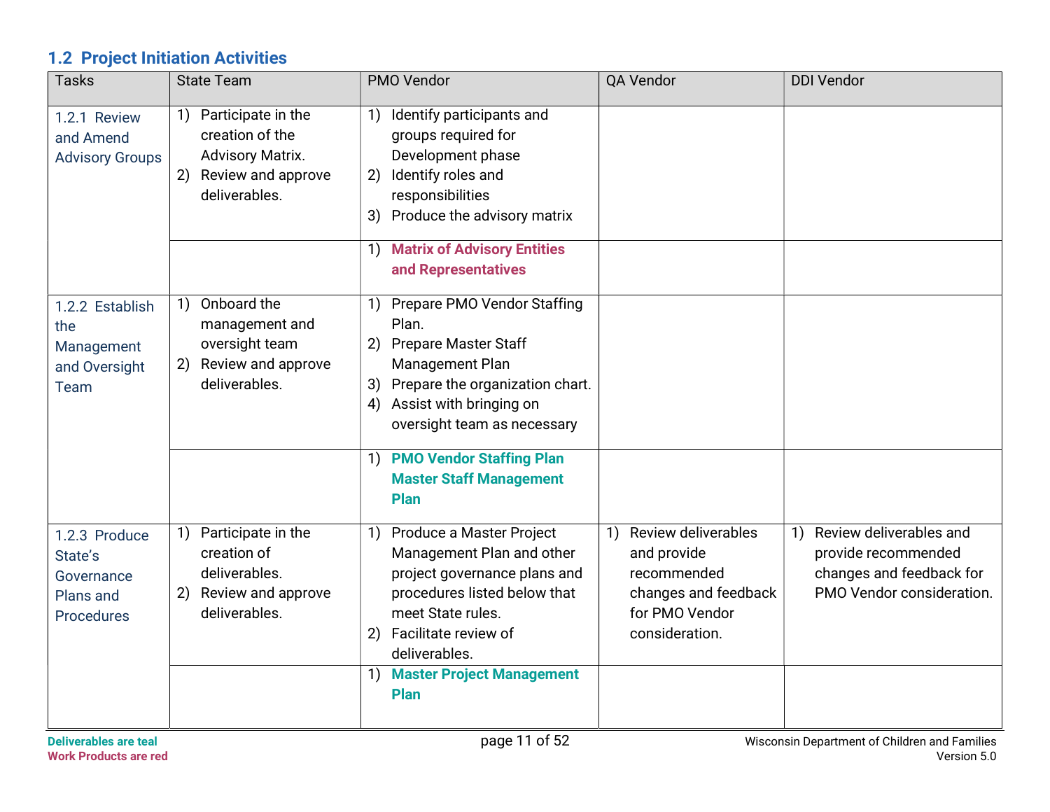## 1.2 Project Initiation Activities

| Tasks | State Team | PMO Vendor | QA Vendor | DDI Vendor |
|---|---|---|---|---|
| 1.2.1 Review and Amend Advisory Groups | 1) Participate in the creation of the Advisory Matrix.<br>2) Review and approve deliverables. | 1) Identify participants and groups required for Development phase<br>2) Identify roles and responsibilities<br>3) Produce the advisory matrix | | |
| | | 1) **Matrix of Advisory Entities and Representatives** | | |
| 1.2.2 Establish the Management and Oversight Team | 1) Onboard the management and oversight team<br>2) Review and approve deliverables. | 1) Prepare PMO Vendor Staffing Plan.<br>2) Prepare Master Staff Management Plan<br>3) Prepare the organization chart.<br>4) Assist with bringing on oversight team as necessary | | |
| | | 1) **PMO Vendor Staffing Plan Master Staff Management Plan** | | |
| 1.2.3 Produce State's Governance Plans and Procedures | 1) Participate in the creation of deliverables.<br>2) Review and approve deliverables. | 1) Produce a Master Project Management Plan and other project governance plans and procedures listed below that meet State rules.<br>2) Facilitate review of deliverables. | 1) Review deliverables and provide recommended changes and feedback for PMO Vendor consideration. | 1) Review deliverables and provide recommended changes and feedback for PMO Vendor consideration. |
| | | 1) **Master Project Management Plan** | | |

**Deliverables are teal**
**Work Products are red**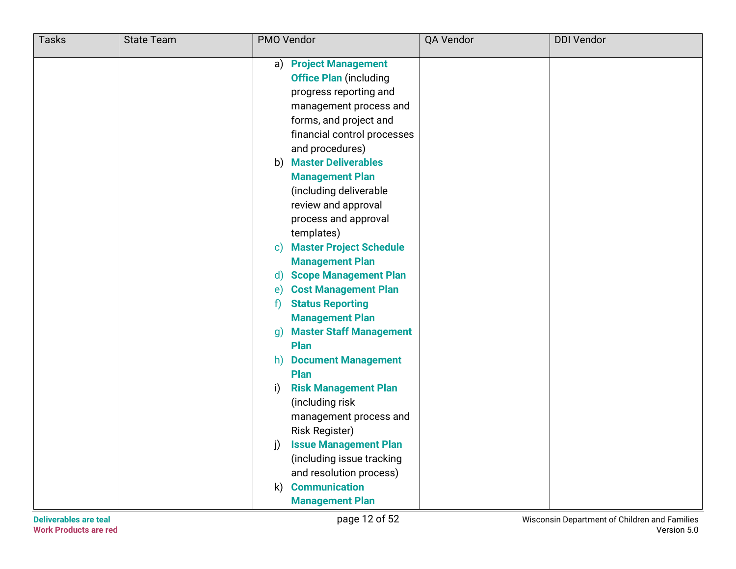| Tasks | State Team | PMO Vendor | QA Vendor | DDI Vendor |
|---|---|---|---|---|
| | | a) **Project Management Office Plan** (including progress reporting and management process and forms, and project and financial control processes and procedures)<br>b) **Master Deliverables Management Plan** (including deliverable review and approval process and approval templates)<br>c) **Master Project Schedule Management Plan**<br>d) **Scope Management Plan**<br>e) **Cost Management Plan**<br>f) **Status Reporting Management Plan**<br>g) **Master Staff Management Plan**<br>h) **Document Management Plan**<br>i) **Risk Management Plan** (including risk management process and Risk Register)<br>j) **Issue Management Plan** (including issue tracking and resolution process)<br>k) **Communication Management Plan** | | |

**Deliverables are teal**
**Work Products are red**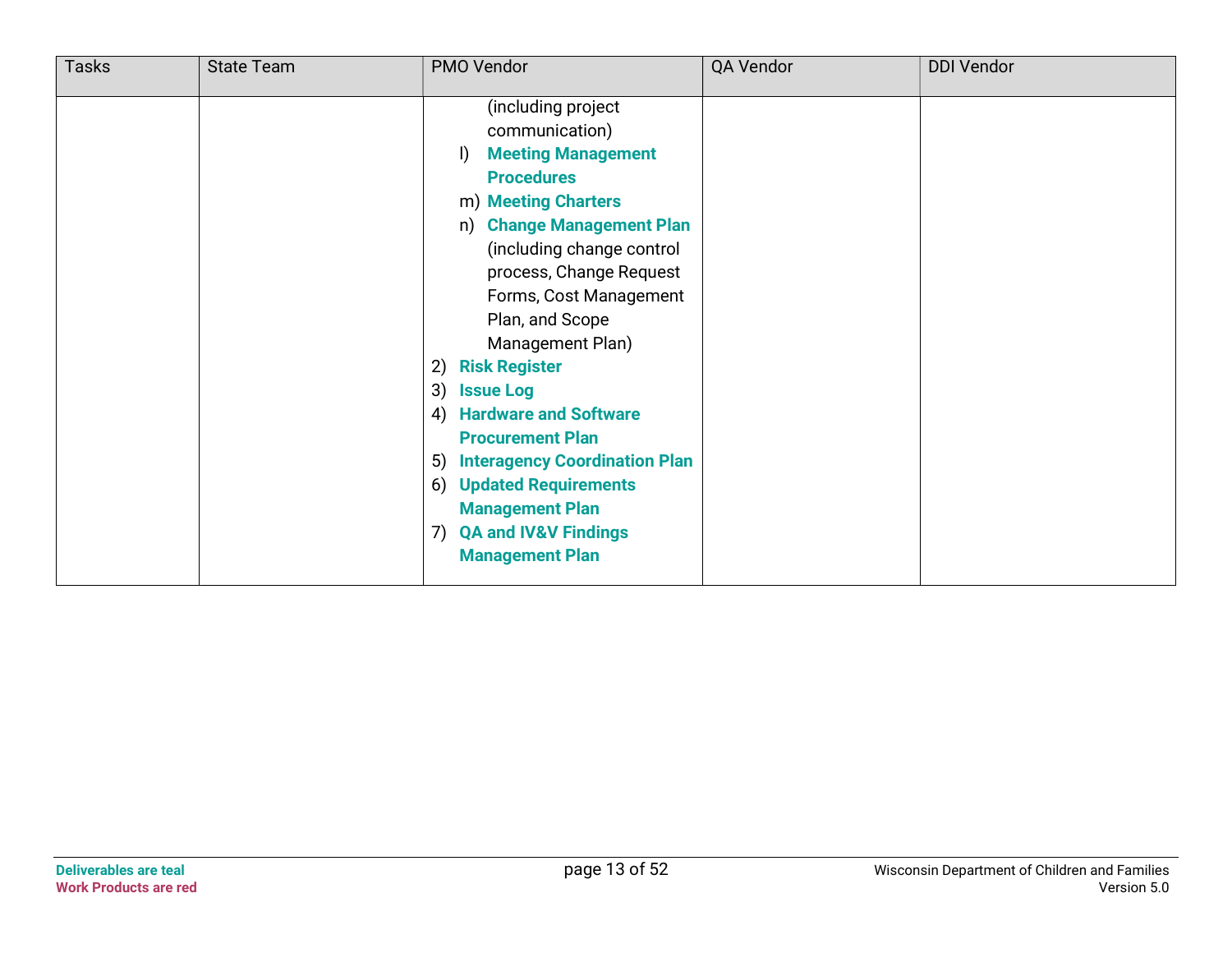| Tasks | State Team | PMO Vendor | QA Vendor | DDI Vendor |
|---|---|---|---|---|
| | | (including project communication)<br>l) **Meeting Management Procedures**<br>m) **Meeting Charters**<br>n) **Change Management Plan** (including change control process, Change Request Forms, Cost Management Plan, and Scope Management Plan)<br>2) **Risk Register**<br>3) **Issue Log**<br>4) **Hardware and Software Procurement Plan**<br>5) **Interagency Coordination Plan**<br>6) **Updated Requirements Management Plan**<br>7) **QA and IV&V Findings Management Plan** | | |

**Deliverables are teal**
**Work Products are red**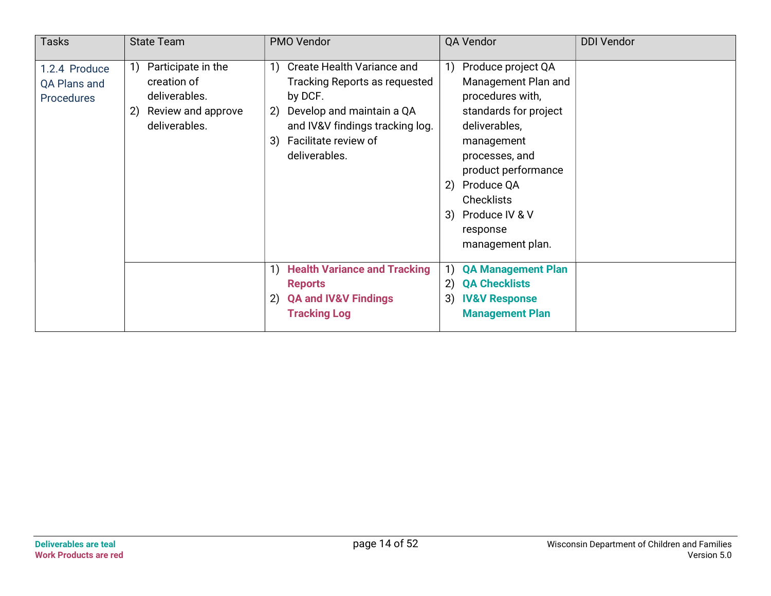| Tasks | State Team | PMO Vendor | QA Vendor | DDI Vendor |
|---|---|---|---|---|
| 1.2.4 Produce QA Plans and Procedures | 1) Participate in the creation of deliverables.<br>2) Review and approve deliverables. | 1) Create Health Variance and Tracking Reports as requested by DCF.<br>2) Develop and maintain a QA and IV&V findings tracking log.<br>3) Facilitate review of deliverables. | 1) Produce project QA Management Plan and procedures with, standards for project deliverables, management processes, and product performance<br>2) Produce QA Checklists<br>3) Produce IV & V response management plan. | |
| | | 1) **Health Variance and Tracking Reports**<br>2) **QA and IV&V Findings Tracking Log** | 1) **QA Management Plan**<br>2) **QA Checklists**<br>3) **IV&V Response Management Plan** | |

**Deliverables are teal**
**Work Products are red**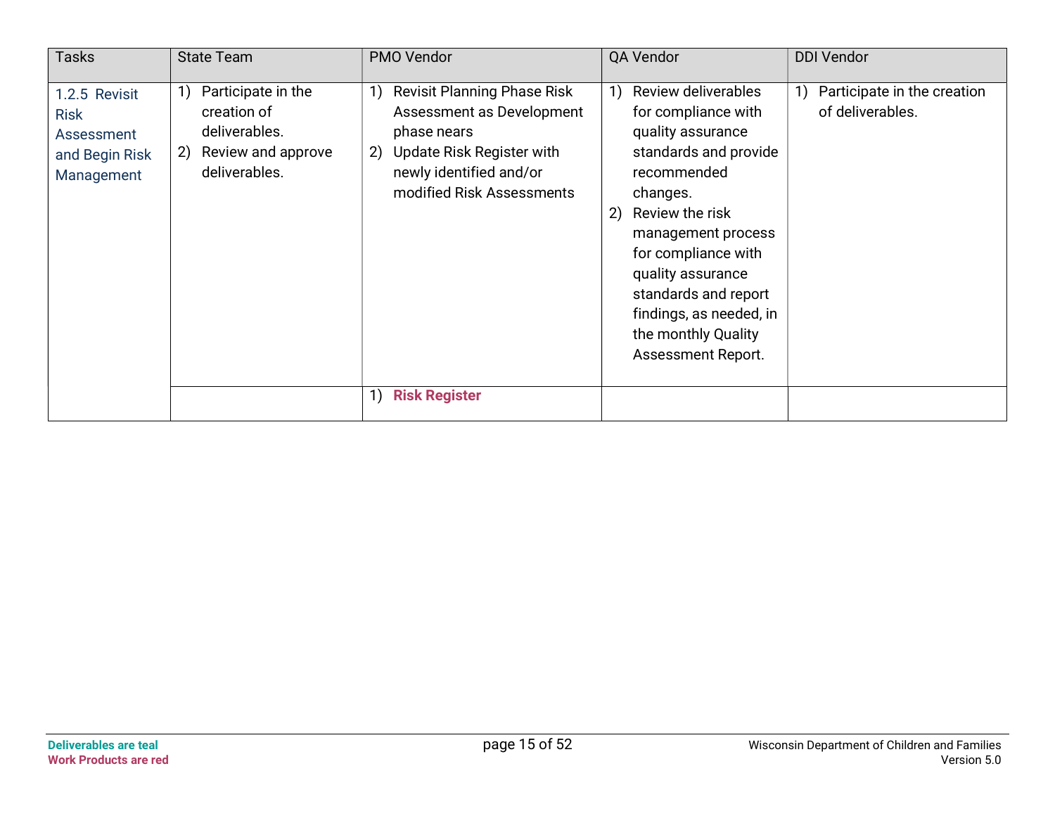| Tasks | State Team | PMO Vendor | QA Vendor | DDI Vendor |
|---|---|---|---|---|
| 1.2.5 Revisit Risk Assessment and Begin Risk Management | 1) Participate in the creation of deliverables.<br>2) Review and approve deliverables. | 1) Revisit Planning Phase Risk Assessment as Development phase nears<br>2) Update Risk Register with newly identified and/or modified Risk Assessments | 1) Review deliverables for compliance with quality assurance standards and provide recommended changes.<br>2) Review the risk management process for compliance with quality assurance standards and report findings, as needed, in the monthly Quality Assessment Report. | 1) Participate in the creation of deliverables. |
| | | 1) **Risk Register** | | |

**Deliverables are teal**
**Work Products are red**

Wisconsin Department of Children and Families
Version 5.0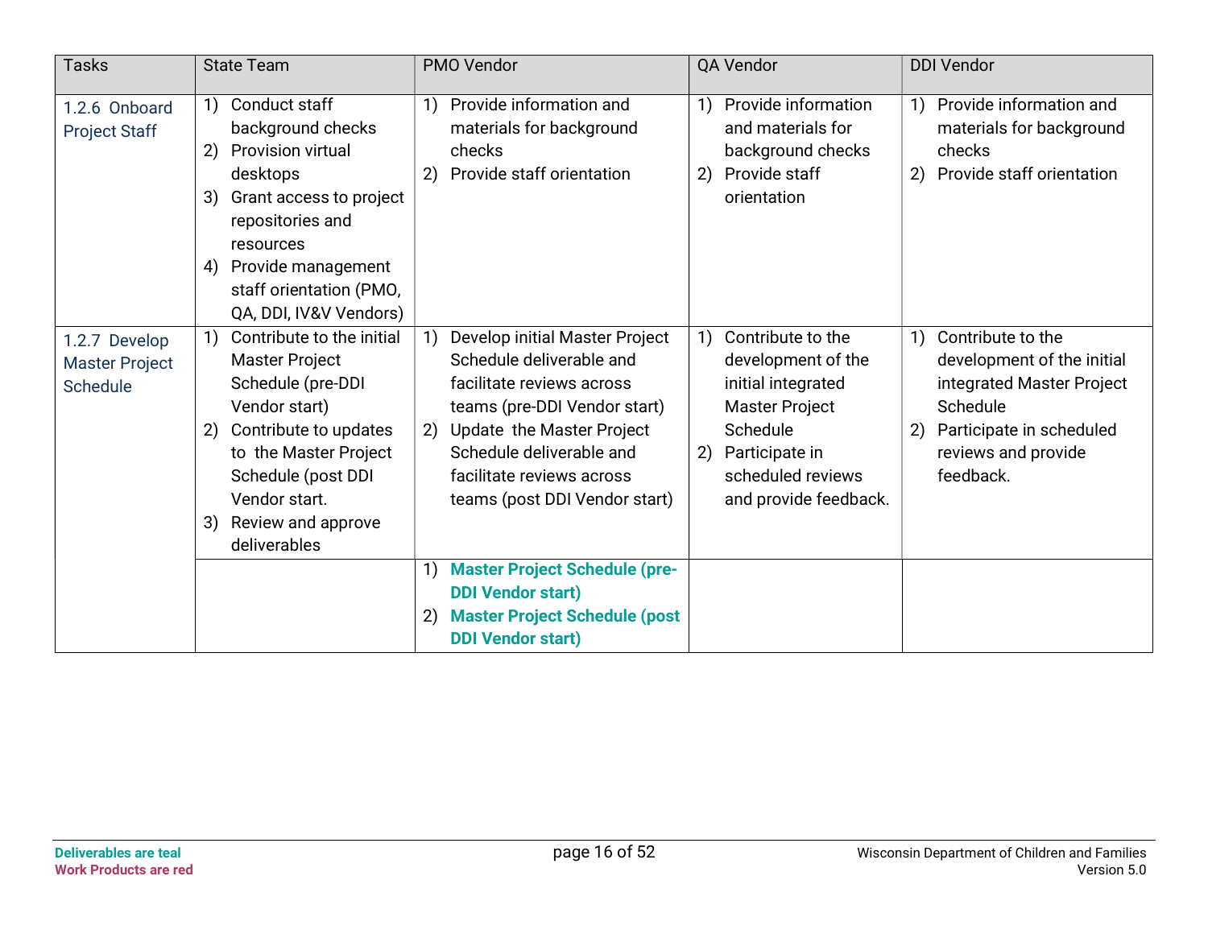| Tasks | State Team | PMO Vendor | QA Vendor | DDI Vendor |
|---|---|---|---|---|
| 1.2.6 Onboard Project Staff | 1) Conduct staff background checks<br>2) Provision virtual desktops<br>3) Grant access to project repositories and resources<br>4) Provide management staff orientation (PMO, QA, DDI, IV&V Vendors) | 1) Provide information and materials for background checks<br>2) Provide staff orientation | 1) Provide information and materials for background checks<br>2) Provide staff orientation | 1) Provide information and materials for background checks<br>2) Provide staff orientation |
| 1.2.7 Develop Master Project Schedule | 1) Contribute to the initial Master Project Schedule (pre-DDI Vendor start)<br>2) Contribute to updates to the Master Project Schedule (post DDI Vendor start.<br>3) Review and approve deliverables | 1) Develop initial Master Project Schedule deliverable and facilitate reviews across teams (pre-DDI Vendor start)<br>2) Update the Master Project Schedule deliverable and facilitate reviews across teams (post DDI Vendor start) | 1) Contribute to the development of the initial integrated Master Project Schedule<br>2) Participate in scheduled reviews and provide feedback. | 1) Contribute to the development of the initial integrated Master Project Schedule<br>2) Participate in scheduled reviews and provide feedback. |
| | | 1) **Master Project Schedule (pre-DDI Vendor start)**<br>2) **Master Project Schedule (post DDI Vendor start)** | | |

**Deliverables are teal**
**Work Products are red**

Wisconsin Department of Children and Families
Version 5.0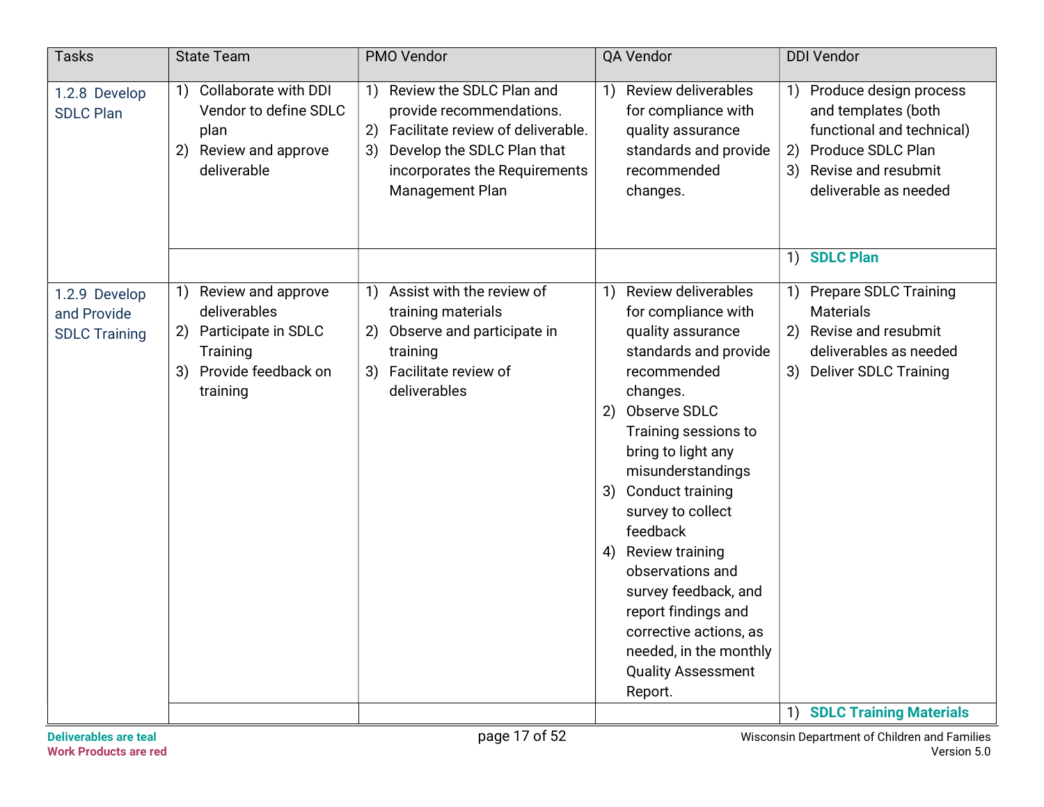| Tasks | State Team | PMO Vendor | QA Vendor | DDI Vendor |
|---|---|---|---|---|
| 1.2.8 Develop SDLC Plan | 1) Collaborate with DDI Vendor to define SDLC plan<br>2) Review and approve deliverable | 1) Review the SDLC Plan and provide recommendations.<br>2) Facilitate review of deliverable.<br>3) Develop the SDLC Plan that incorporates the Requirements Management Plan | 1) Review deliverables for compliance with quality assurance standards and provide recommended changes. | 1) Produce design process and templates (both functional and technical)<br>2) Produce SDLC Plan<br>3) Revise and resubmit deliverable as needed |
| | | | | 1) **SDLC Plan** |
| 1.2.9 Develop and Provide SDLC Training | 1) Review and approve deliverables<br>2) Participate in SDLC Training<br>3) Provide feedback on training | 1) Assist with the review of training materials<br>2) Observe and participate in training<br>3) Facilitate review of deliverables | 1) Review deliverables for compliance with quality assurance standards and provide recommended changes.<br>2) Observe SDLC Training sessions to bring to light any misunderstandings<br>3) Conduct training survey to collect feedback<br>4) Review training observations and survey feedback, and report findings and corrective actions, as needed, in the monthly Quality Assessment Report. | 1) Prepare SDLC Training Materials<br>2) Revise and resubmit deliverables as needed<br>3) Deliver SDLC Training |
| | | | | 1) **SDLC Training Materials** |

**Deliverables are teal**
**Work Products are red**

Wisconsin Department of Children and Families
Version 5.0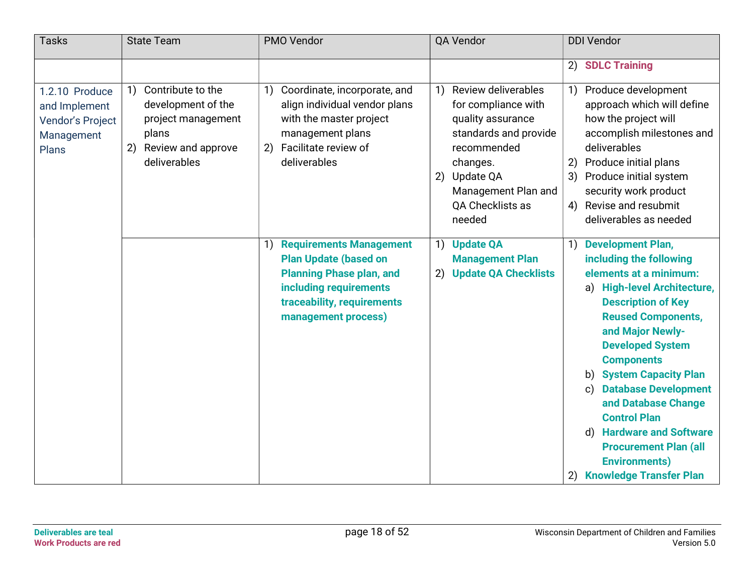| Tasks | State Team | PMO Vendor | QA Vendor | DDI Vendor |
|---|---|---|---|---|
| | | | | 2) **SDLC Training** |
| 1.2.10 Produce and Implement Vendor's Project Management Plans | 1) Contribute to the development of the project management plans<br>2) Review and approve deliverables | 1) Coordinate, incorporate, and align individual vendor plans with the master project management plans<br>2) Facilitate review of deliverables | 1) Review deliverables for compliance with quality assurance standards and provide recommended changes.<br>2) Update QA Management Plan and QA Checklists as needed | 1) Produce development approach which will define how the project will accomplish milestones and deliverables<br>2) Produce initial plans<br>3) Produce initial system security work product<br>4) Revise and resubmit deliverables as needed |
| | | 1) **Requirements Management Plan Update (based on Planning Phase plan, and including requirements traceability, requirements management process)** | 1) **Update QA Management Plan**<br>2) **Update QA Checklists** | 1) **Development Plan, including the following elements at a minimum:**<br>a) **High-level Architecture, Description of Key Reused Components, and Major Newly-Developed System Components**<br>b) **System Capacity Plan**<br>c) **Database Development and Database Change Control Plan**<br>d) **Hardware and Software Procurement Plan (all Environments)**<br>2) **Knowledge Transfer Plan** |

**Deliverables are teal**
**Work Products are red**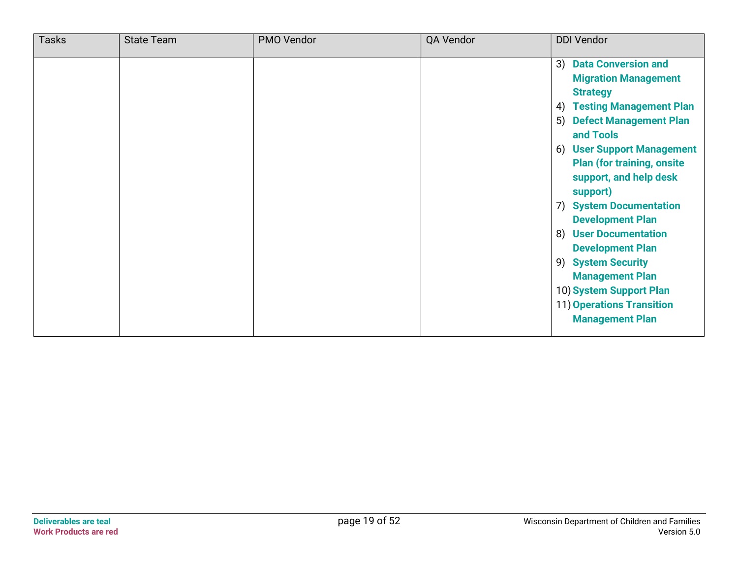| Tasks | State Team | PMO Vendor | QA Vendor | DDI Vendor |
|---|---|---|---|---|
| | | | | 3) **Data Conversion and Migration Management Strategy**<br>4) **Testing Management Plan**<br>5) **Defect Management Plan and Tools**<br>6) **User Support Management Plan (for training, onsite support, and help desk support)**<br>7) **System Documentation Development Plan**<br>8) **User Documentation Development Plan**<br>9) **System Security Management Plan**<br>10) **System Support Plan**<br>11) **Operations Transition Management Plan** |

**Deliverables are teal**
**Work Products are red**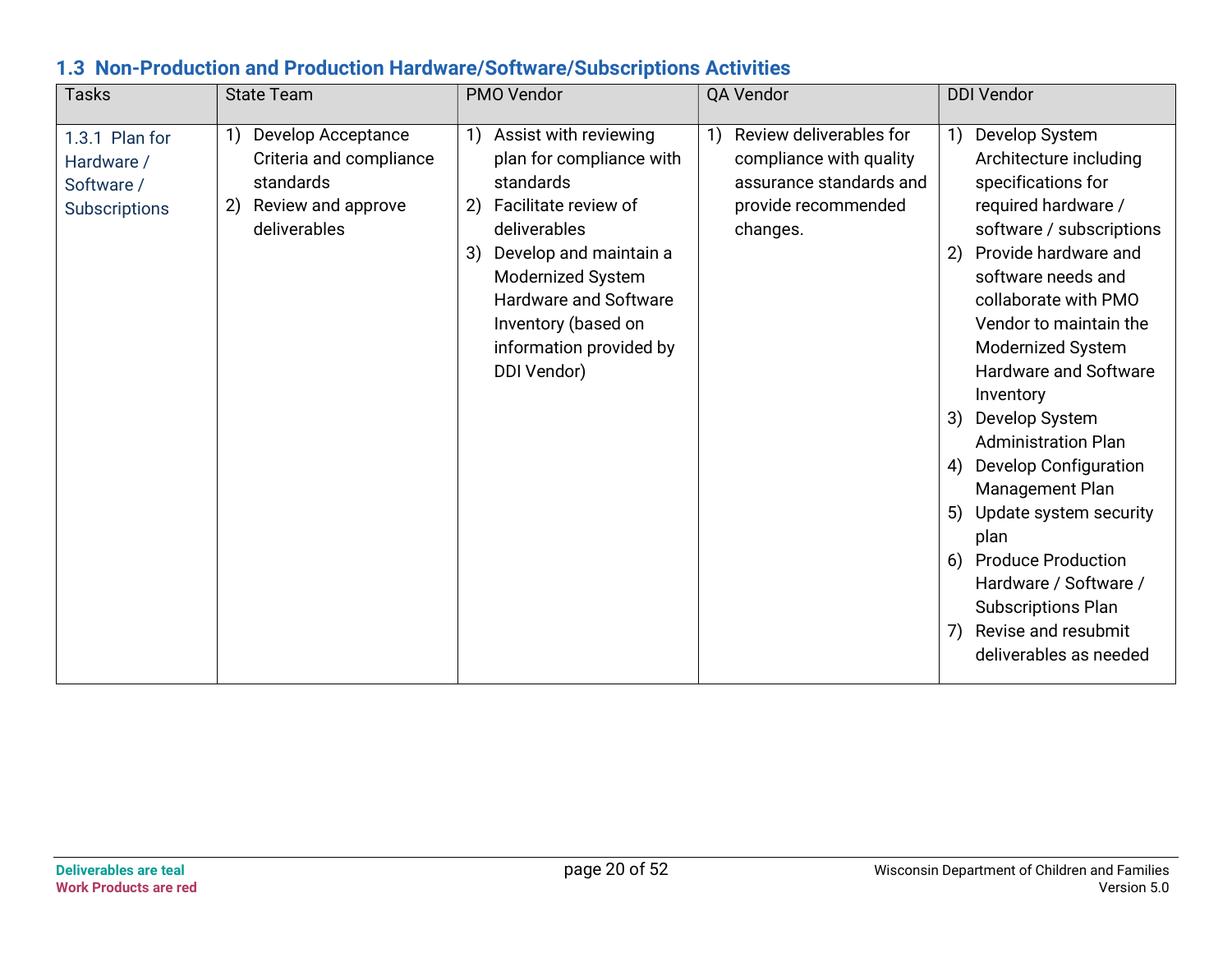### 1.3 Non-Production and Production Hardware/Software/Subscriptions Activities

| Tasks | State Team | PMO Vendor | QA Vendor | DDI Vendor |
|---|---|---|---|---|
| 1.3.1 Plan for Hardware / Software / Subscriptions | 1) Develop Acceptance Criteria and compliance standards<br>2) Review and approve deliverables | 1) Assist with reviewing plan for compliance with standards<br>2) Facilitate review of deliverables<br>3) Develop and maintain a Modernized System Hardware and Software Inventory (based on information provided by DDI Vendor) | 1) Review deliverables for compliance with quality assurance standards and provide recommended changes. | 1) Develop System Architecture including specifications for required hardware / software / subscriptions<br>2) Provide hardware and software needs and collaborate with PMO Vendor to maintain the Modernized System Hardware and Software Inventory<br>3) Develop System Administration Plan<br>4) Develop Configuration Management Plan<br>5) Update system security plan<br>6) Produce Production Hardware / Software / Subscriptions Plan<br>7) Revise and resubmit deliverables as needed |

Deliverables are teal
Work Products are red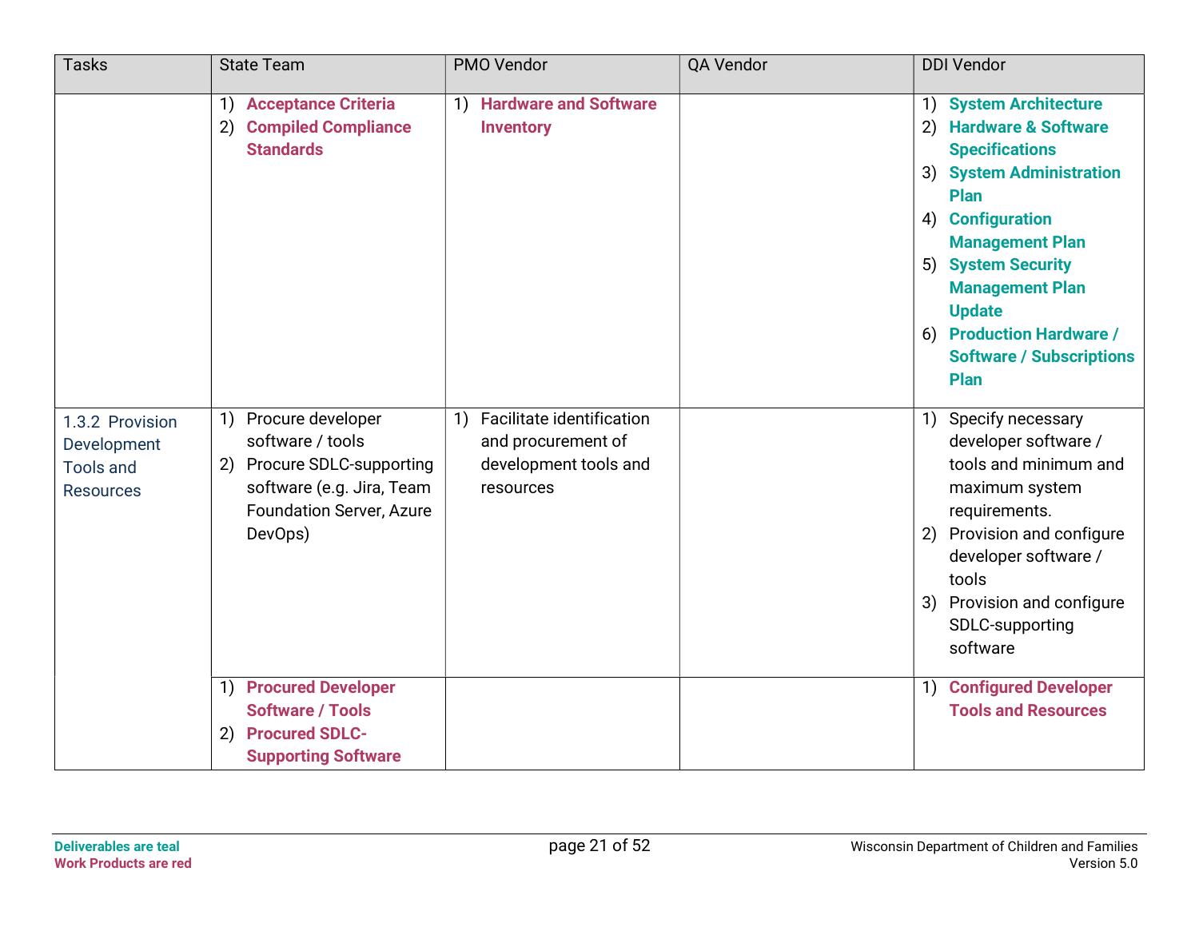| Tasks | State Team | PMO Vendor | QA Vendor | DDI Vendor |
|---|---|---|---|---|
| | 1) **Acceptance Criteria**<br>2) **Compiled Compliance Standards** | 1) **Hardware and Software Inventory** | | 1) **System Architecture**<br>2) **Hardware & Software Specifications**<br>3) **System Administration Plan**<br>4) **Configuration Management Plan**<br>5) **System Security Management Plan Update**<br>6) **Production Hardware / Software / Subscriptions Plan** |
| 1.3.2 Provision Development Tools and Resources | 1) Procure developer software / tools<br>2) Procure SDLC-supporting software (e.g. Jira, Team Foundation Server, Azure DevOps) | 1) Facilitate identification and procurement of development tools and resources | | 1) Specify necessary developer software / tools and minimum and maximum system requirements.<br>2) Provision and configure developer software / tools<br>3) Provision and configure SDLC-supporting software |
| | 1) **Procured Developer Software / Tools**<br>2) **Procured SDLC-Supporting Software** | | | 1) **Configured Developer Tools and Resources** |

**Deliverables are teal**
**Work Products are red**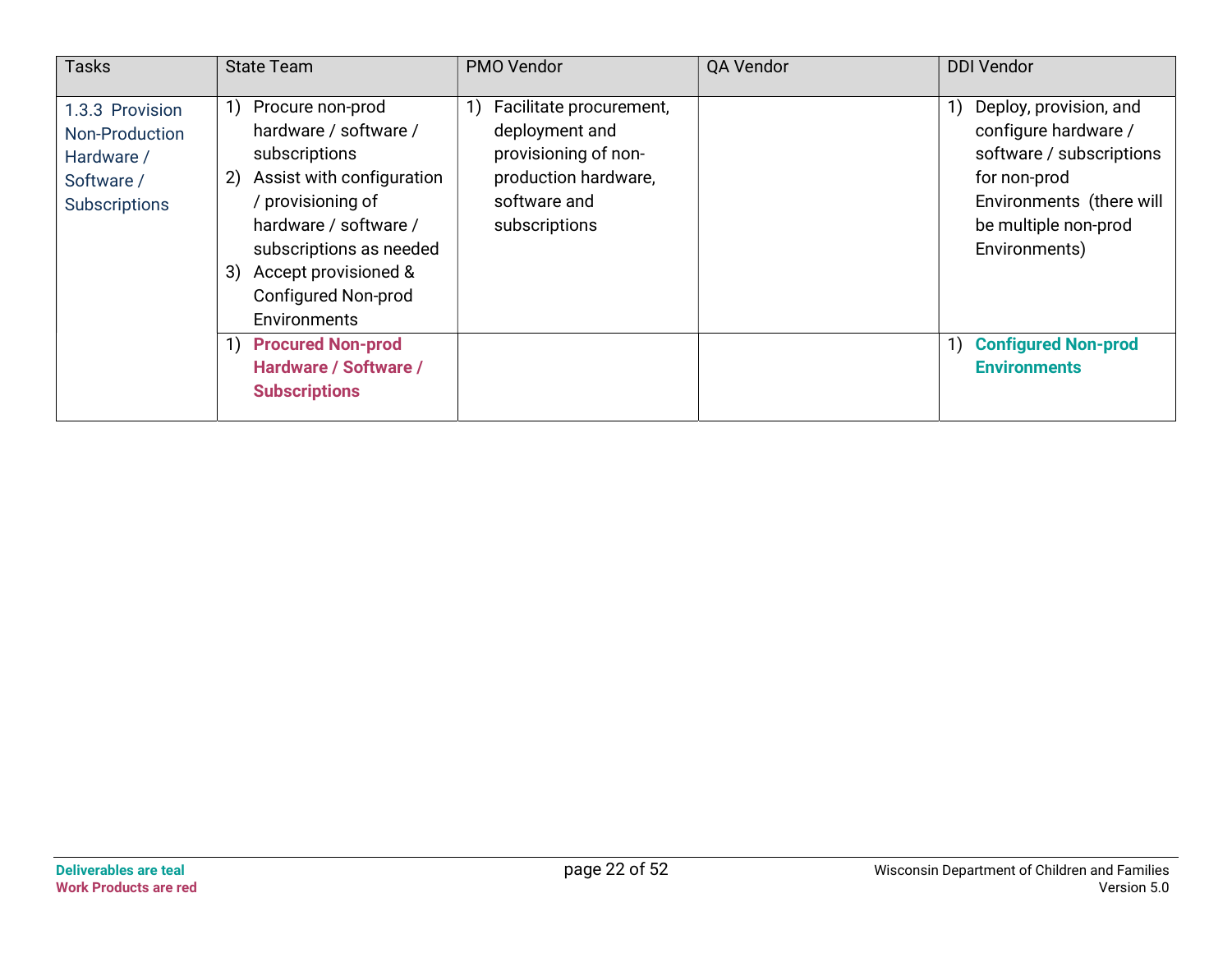| Tasks | State Team | PMO Vendor | QA Vendor | DDI Vendor |
|---|---|---|---|---|
| 1.3.3 Provision Non-Production Hardware / Software / Subscriptions | 1) Procure non-prod hardware / software / subscriptions<br>2) Assist with configuration / provisioning of hardware / software / subscriptions as needed<br>3) Accept provisioned & Configured Non-prod Environments | 1) Facilitate procurement, deployment and provisioning of non-production hardware, software and subscriptions | | 1) Deploy, provision, and configure hardware / software / subscriptions for non-prod Environments (there will be multiple non-prod Environments) |
| | 1) **Procured Non-prod Hardware / Software / Subscriptions** | | | 1) **Configured Non-prod Environments** |

**Deliverables are teal**
**Work Products are red**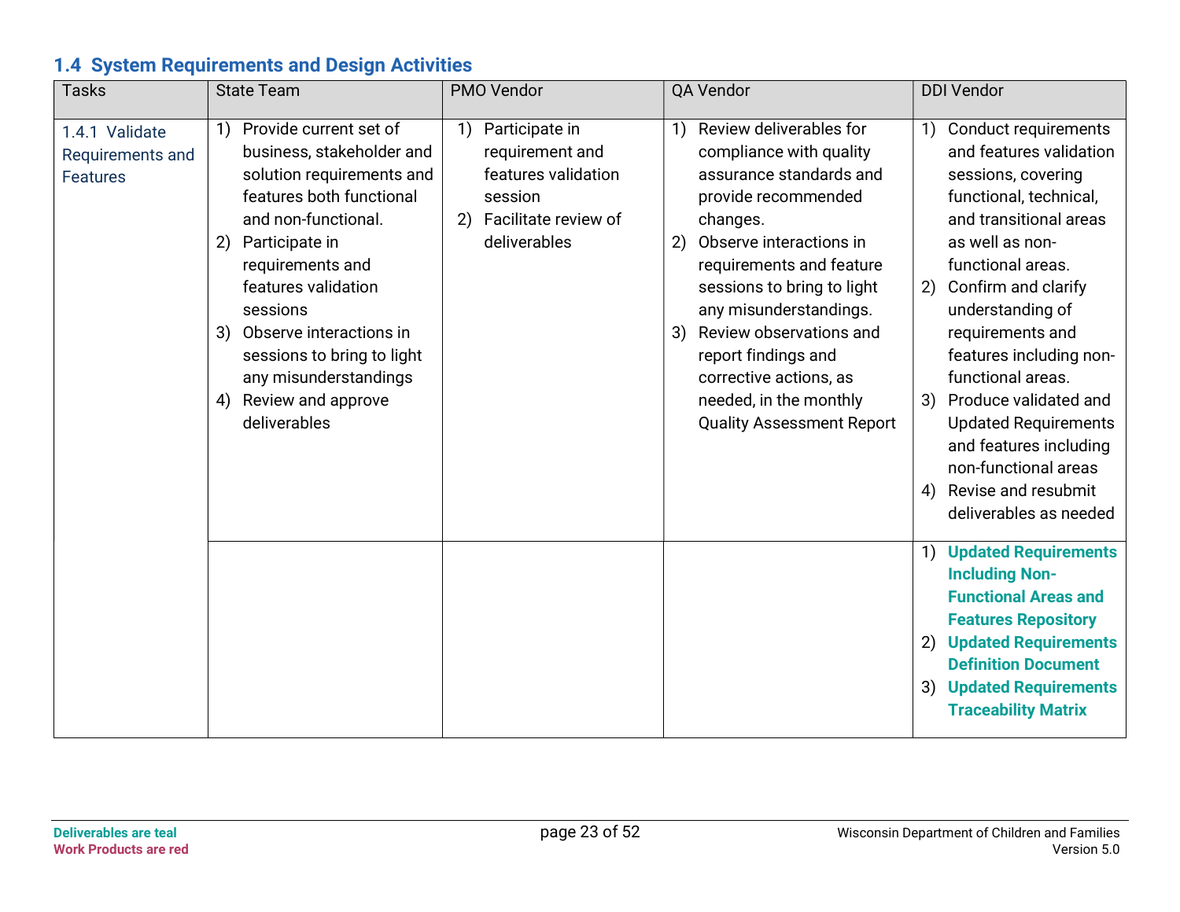## 1.4 System Requirements and Design Activities

| Tasks | State Team | PMO Vendor | QA Vendor | DDI Vendor |
|---|---|---|---|---|
| 1.4.1 Validate Requirements and Features | 1) Provide current set of business, stakeholder and solution requirements and features both functional and non-functional.<br>2) Participate in requirements and features validation sessions<br>3) Observe interactions in sessions to bring to light any misunderstandings<br>4) Review and approve deliverables | 1) Participate in requirement and features validation session<br>2) Facilitate review of deliverables | 1) Review deliverables for compliance with quality assurance standards and provide recommended changes.<br>2) Observe interactions in requirements and feature sessions to bring to light any misunderstandings.<br>3) Review observations and report findings and corrective actions, as needed, in the monthly Quality Assessment Report | 1) Conduct requirements and features validation sessions, covering functional, technical, and transitional areas as well as non-functional areas.<br>2) Confirm and clarify understanding of requirements and features including non-functional areas.<br>3) Produce validated and Updated Requirements and features including non-functional areas<br>4) Revise and resubmit deliverables as needed |
| | | | | 1) **Updated Requirements Including Non-Functional Areas and Features Repository**<br>2) **Updated Requirements Definition Document**<br>3) **Updated Requirements Traceability Matrix** |

**Deliverables are teal**
**Work Products are red**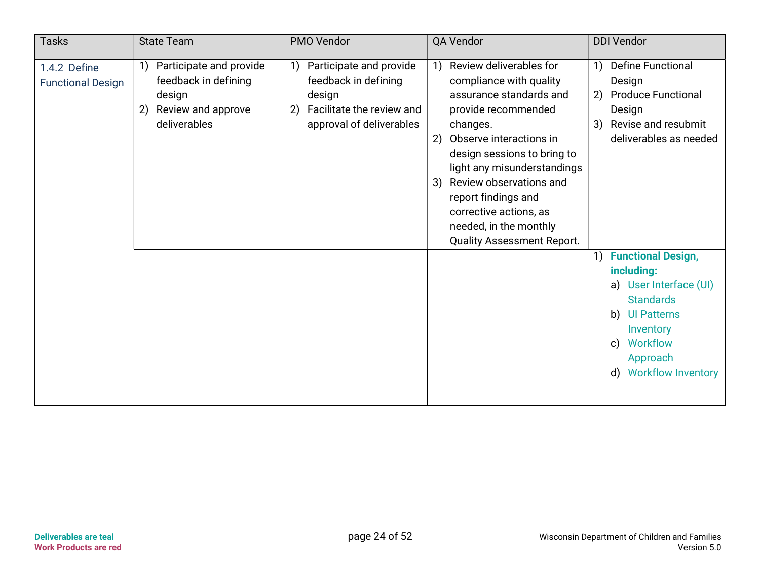| Tasks | State Team | PMO Vendor | QA Vendor | DDI Vendor |
|---|---|---|---|---|
| 1.4.2 Define Functional Design | 1) Participate and provide feedback in defining design<br>2) Review and approve deliverables | 1) Participate and provide feedback in defining design<br>2) Facilitate the review and approval of deliverables | 1) Review deliverables for compliance with quality assurance standards and provide recommended changes.<br>2) Observe interactions in design sessions to bring to light any misunderstandings<br>3) Review observations and report findings and corrective actions, as needed, in the monthly Quality Assessment Report. | 1) Define Functional Design<br>2) Produce Functional Design<br>3) Revise and resubmit deliverables as needed |
| | | | | 1) **Functional Design, including:**<br>a) User Interface (UI) Standards<br>b) UI Patterns Inventory<br>c) Workflow Approach<br>d) Workflow Inventory |

**Deliverables are teal**
**Work Products are red**

Wisconsin Department of Children and Families
Version 5.0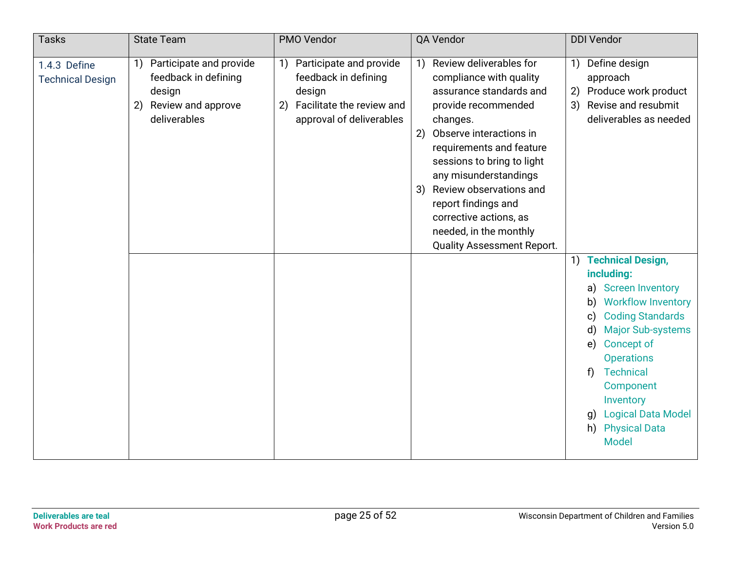| Tasks | State Team | PMO Vendor | QA Vendor | DDI Vendor |
|---|---|---|---|---|
| 1.4.3 Define Technical Design | 1) Participate and provide feedback in defining design<br>2) Review and approve deliverables | 1) Participate and provide feedback in defining design<br>2) Facilitate the review and approval of deliverables | 1) Review deliverables for compliance with quality assurance standards and provide recommended changes.<br>2) Observe interactions in requirements and feature sessions to bring to light any misunderstandings<br>3) Review observations and report findings and corrective actions, as needed, in the monthly Quality Assessment Report. | 1) Define design approach<br>2) Produce work product<br>3) Revise and resubmit deliverables as needed |
| | | | | 1) **Technical Design, including:**<br>a) Screen Inventory<br>b) Workflow Inventory<br>c) Coding Standards<br>d) Major Sub-systems<br>e) Concept of Operations<br>f) Technical Component Inventory<br>g) Logical Data Model<br>h) Physical Data Model |

**Deliverables are teal**
**Work Products are red**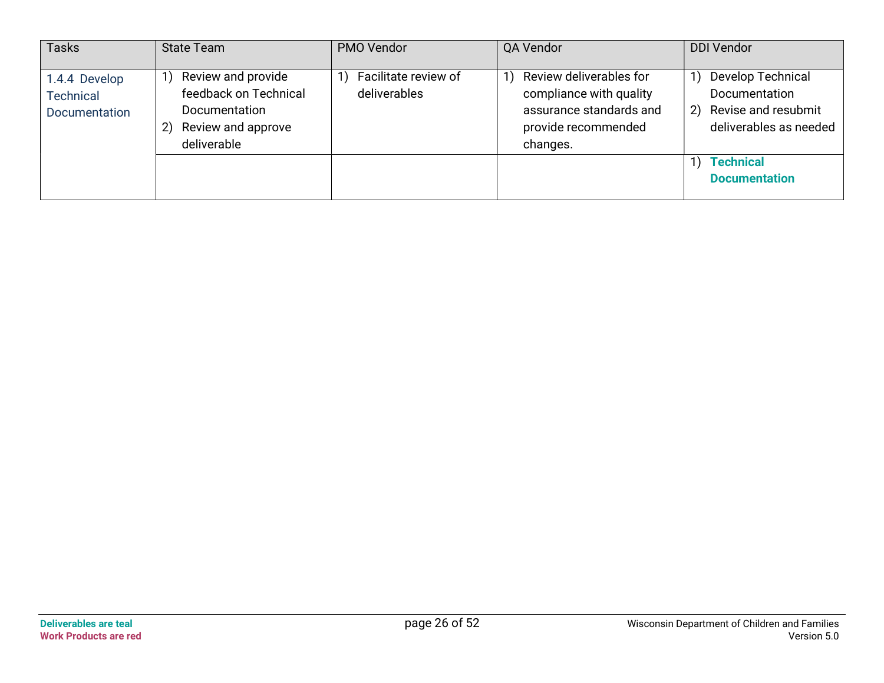| Tasks | State Team | PMO Vendor | QA Vendor | DDI Vendor |
|---|---|---|---|---|
| 1.4.4 Develop Technical Documentation | 1) Review and provide feedback on Technical Documentation<br>2) Review and approve deliverable | 1) Facilitate review of deliverables | 1) Review deliverables for compliance with quality assurance standards and provide recommended changes. | 1) Develop Technical Documentation<br>2) Revise and resubmit deliverables as needed |
| | | | | 1) **Technical Documentation** |

**Deliverables are teal**
**Work Products are red**

Wisconsin Department of Children and Families
Version 5.0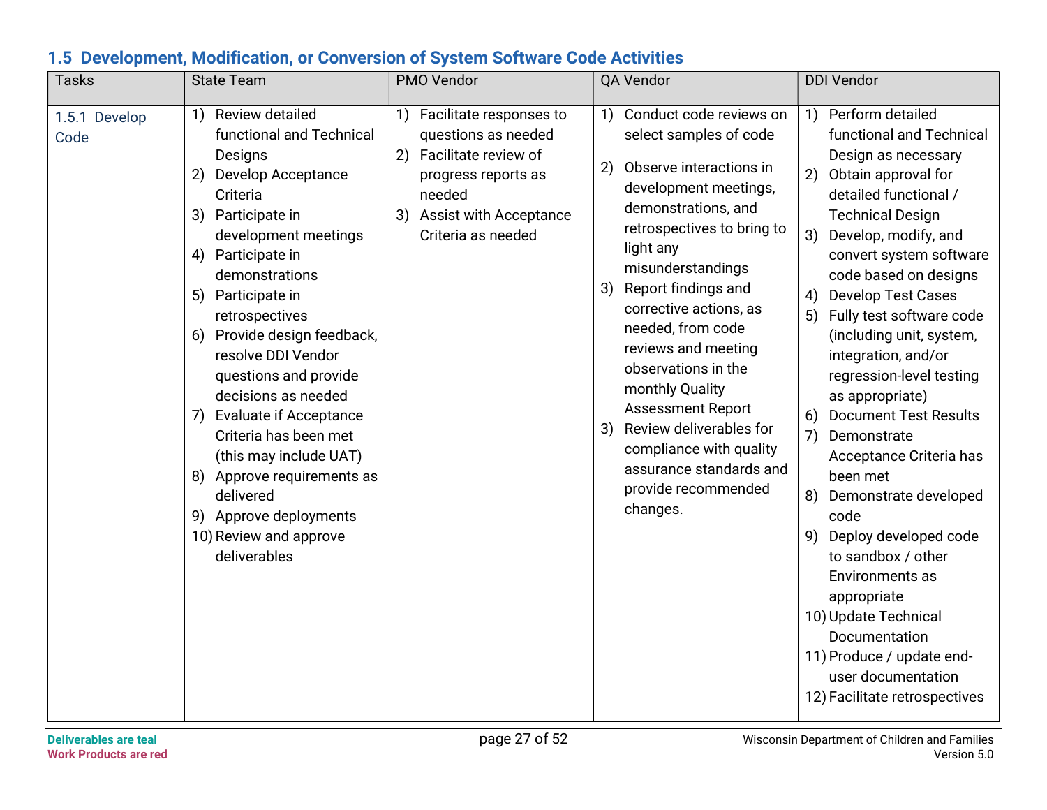## 1.5 Development, Modification, or Conversion of System Software Code Activities

| Tasks | State Team | PMO Vendor | QA Vendor | DDI Vendor |
|---|---|---|---|---|
| 1.5.1 Develop Code | 1) Review detailed functional and Technical Designs<br>2) Develop Acceptance Criteria<br>3) Participate in development meetings<br>4) Participate in demonstrations<br>5) Participate in retrospectives<br>6) Provide design feedback, resolve DDI Vendor questions and provide decisions as needed<br>7) Evaluate if Acceptance Criteria has been met (this may include UAT)<br>8) Approve requirements as delivered<br>9) Approve deployments<br>10) Review and approve deliverables | 1) Facilitate responses to questions as needed<br>2) Facilitate review of progress reports as needed<br>3) Assist with Acceptance Criteria as needed | 1) Conduct code reviews on select samples of code<br>2) Observe interactions in development meetings, demonstrations, and retrospectives to bring to light any misunderstandings<br>3) Report findings and corrective actions, as needed, from code reviews and meeting observations in the monthly Quality Assessment Report<br>3) Review deliverables for compliance with quality assurance standards and provide recommended changes. | 1) Perform detailed functional and Technical Design as necessary<br>2) Obtain approval for detailed functional / Technical Design<br>3) Develop, modify, and convert system software code based on designs<br>4) Develop Test Cases<br>5) Fully test software code (including unit, system, integration, and/or regression-level testing as appropriate)<br>6) Document Test Results<br>7) Demonstrate Acceptance Criteria has been met<br>8) Demonstrate developed code<br>9) Deploy developed code to sandbox / other Environments as appropriate<br>10) Update Technical Documentation<br>11) Produce / update end-user documentation<br>12) Facilitate retrospectives |

Deliverables are teal
Work Products are red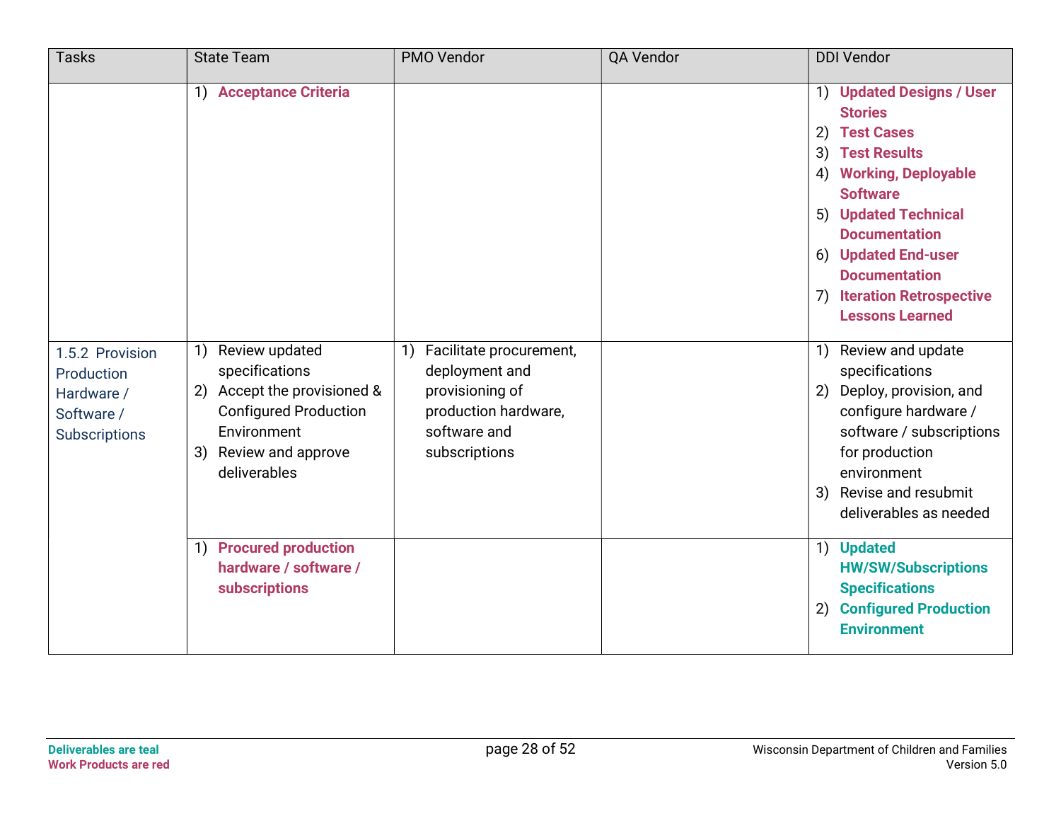| Tasks | State Team | PMO Vendor | QA Vendor | DDI Vendor |
|---|---|---|---|---|
| | 1) **Acceptance Criteria** | | | 1) **Updated Designs / User Stories**<br>2) **Test Cases**<br>3) **Test Results**<br>4) **Working, Deployable Software**<br>5) **Updated Technical Documentation**<br>6) **Updated End-user Documentation**<br>7) **Iteration Retrospective Lessons Learned** |
| 1.5.2 Provision Production Hardware / Software / Subscriptions | 1) Review updated specifications<br>2) Accept the provisioned & Configured Production Environment<br>3) Review and approve deliverables | 1) Facilitate procurement, deployment and provisioning of production hardware, software and subscriptions | | 1) Review and update specifications<br>2) Deploy, provision, and configure hardware / software / subscriptions for production environment<br>3) Revise and resubmit deliverables as needed |
| | 1) **Procured production hardware / software / subscriptions** | | | 1) **Updated HW/SW/Subscriptions Specifications**<br>2) **Configured Production Environment** |

**Deliverables are teal**
**Work Products are red**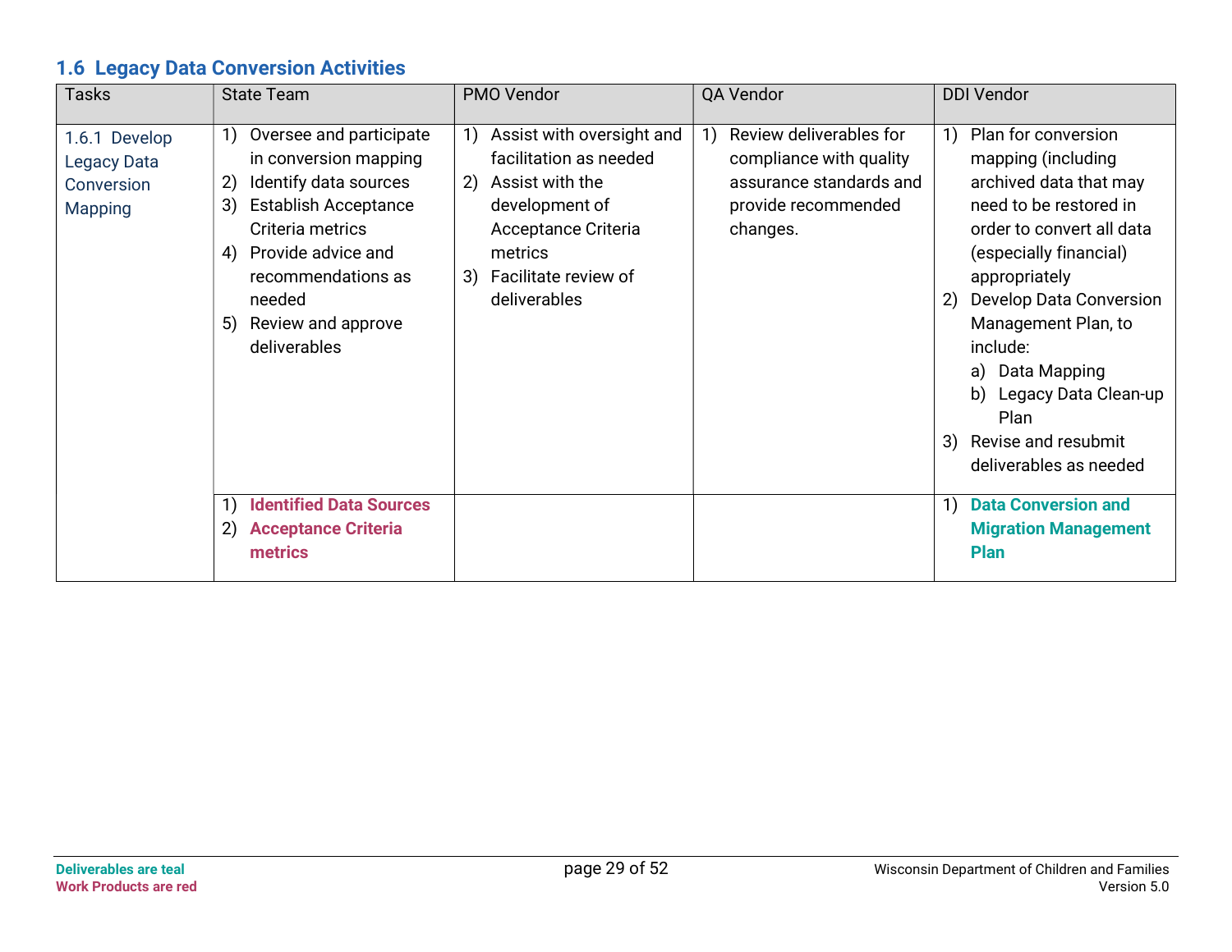## 1.6 Legacy Data Conversion Activities

| Tasks | State Team | PMO Vendor | QA Vendor | DDI Vendor |
|---|---|---|---|---|
| 1.6.1 Develop Legacy Data Conversion Mapping | 1) Oversee and participate in conversion mapping<br>2) Identify data sources<br>3) Establish Acceptance Criteria metrics<br>4) Provide advice and recommendations as needed<br>5) Review and approve deliverables | 1) Assist with oversight and facilitation as needed<br>2) Assist with the development of Acceptance Criteria metrics<br>3) Facilitate review of deliverables | 1) Review deliverables for compliance with quality assurance standards and provide recommended changes. | 1) Plan for conversion mapping (including archived data that may need to be restored in order to convert all data (especially financial) appropriately<br>2) Develop Data Conversion Management Plan, to include:<br>a) Data Mapping<br>b) Legacy Data Clean-up Plan<br>3) Revise and resubmit deliverables as needed |
| | 1) **Identified Data Sources**<br>2) **Acceptance Criteria metrics** | | | 1) **Data Conversion and Migration Management Plan** |

**Deliverables are teal**
**Work Products are red**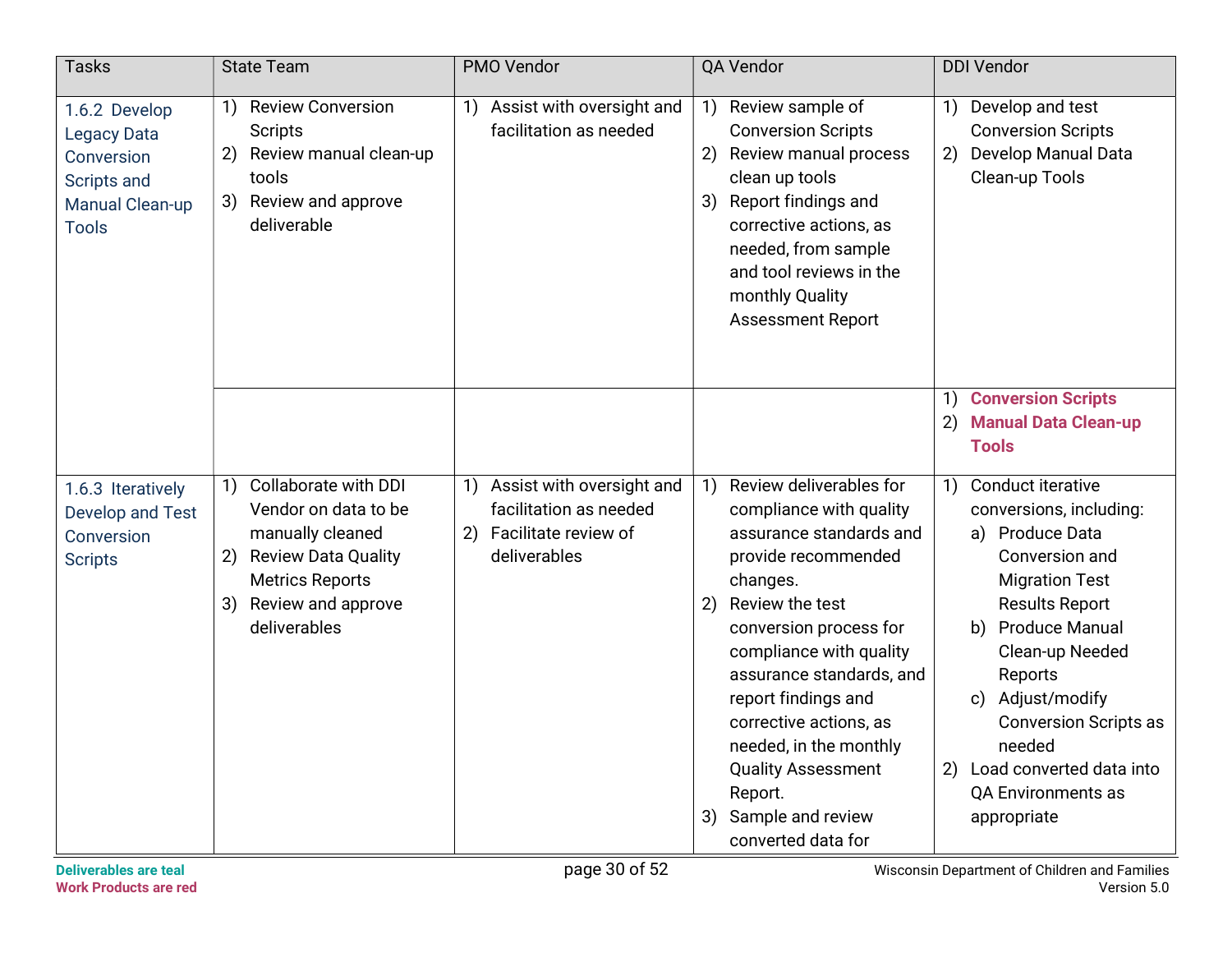| Tasks | State Team | PMO Vendor | QA Vendor | DDI Vendor |
|---|---|---|---|---|
| 1.6.2 Develop Legacy Data Conversion Scripts and Manual Clean-up Tools | 1) Review Conversion Scripts<br>2) Review manual clean-up tools<br>3) Review and approve deliverable | 1) Assist with oversight and facilitation as needed | 1) Review sample of Conversion Scripts<br>2) Review manual process clean up tools<br>3) Report findings and corrective actions, as needed, from sample and tool reviews in the monthly Quality Assessment Report | 1) Develop and test Conversion Scripts<br>2) Develop Manual Data Clean-up Tools |
| | | | | 1) **Conversion Scripts**<br>2) **Manual Data Clean-up Tools** |
| 1.6.3 Iteratively Develop and Test Conversion Scripts | 1) Collaborate with DDI Vendor on data to be manually cleaned<br>2) Review Data Quality Metrics Reports<br>3) Review and approve deliverables | 1) Assist with oversight and facilitation as needed<br>2) Facilitate review of deliverables | 1) Review deliverables for compliance with quality assurance standards and provide recommended changes.<br>2) Review the test conversion process for compliance with quality assurance standards, and report findings and corrective actions, as needed, in the monthly Quality Assessment Report.<br>3) Sample and review converted data for | 1) Conduct iterative conversions, including:<br>a) Produce Data Conversion and Migration Test Results Report<br>b) Produce Manual Clean-up Needed Reports<br>c) Adjust/modify Conversion Scripts as needed<br>2) Load converted data into QA Environments as appropriate |

**Deliverables are teal**
**Work Products are red**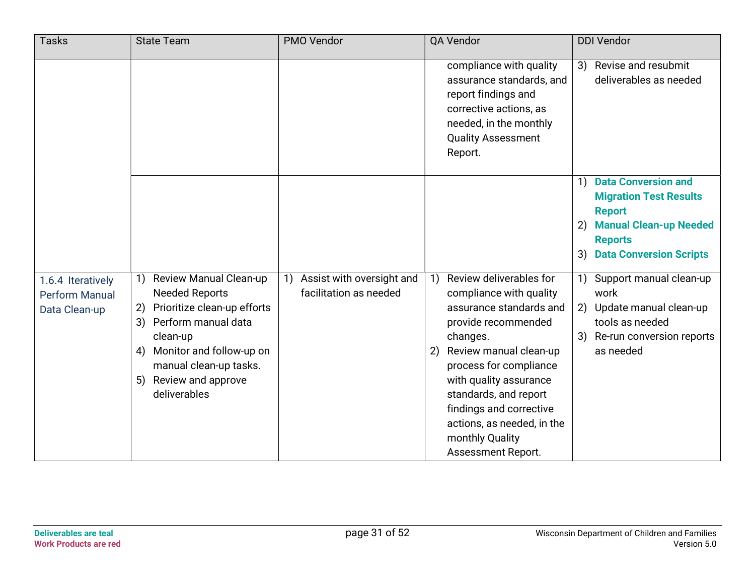| Tasks | State Team | PMO Vendor | QA Vendor | DDI Vendor |
|---|---|---|---|---|
| | | | compliance with quality assurance standards, and report findings and corrective actions, as needed, in the monthly Quality Assessment Report. | 3) Revise and resubmit deliverables as needed |
| | | | | 1) **Data Conversion and Migration Test Results Report**<br>2) **Manual Clean-up Needed Reports**<br>3) **Data Conversion Scripts** |
| 1.6.4 Iteratively Perform Manual Data Clean-up | 1) Review Manual Clean-up Needed Reports<br>2) Prioritize clean-up efforts<br>3) Perform manual data clean-up<br>4) Monitor and follow-up on manual clean-up tasks.<br>5) Review and approve deliverables | 1) Assist with oversight and facilitation as needed | 1) Review deliverables for compliance with quality assurance standards and provide recommended changes.<br>2) Review manual clean-up process for compliance with quality assurance standards, and report findings and corrective actions, as needed, in the monthly Quality Assessment Report. | 1) Support manual clean-up work<br>2) Update manual clean-up tools as needed<br>3) Re-run conversion reports as needed |

**Deliverables are teal**
**Work Products are red**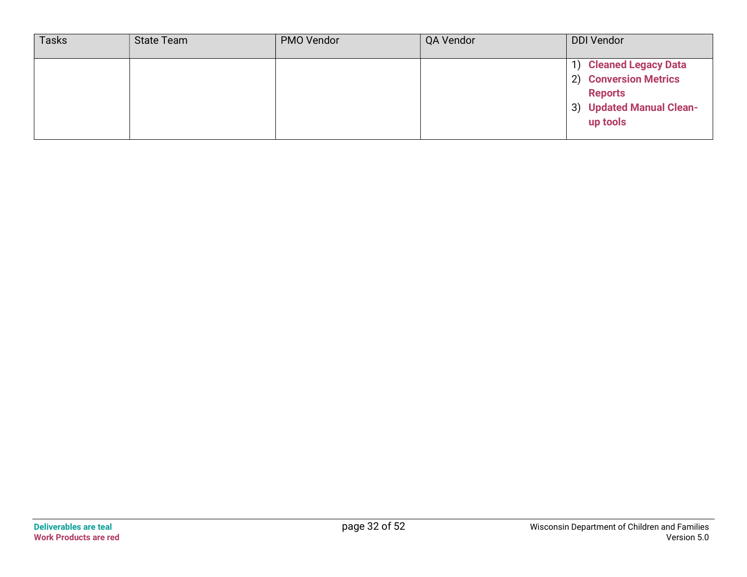| Tasks | State Team | PMO Vendor | QA Vendor | DDI Vendor |
|---|---|---|---|---|
| | | | | 1) **Cleaned Legacy Data**<br>2) **Conversion Metrics Reports**<br>3) **Updated Manual Clean-up tools** |

**Deliverables are teal**
**Work Products are red**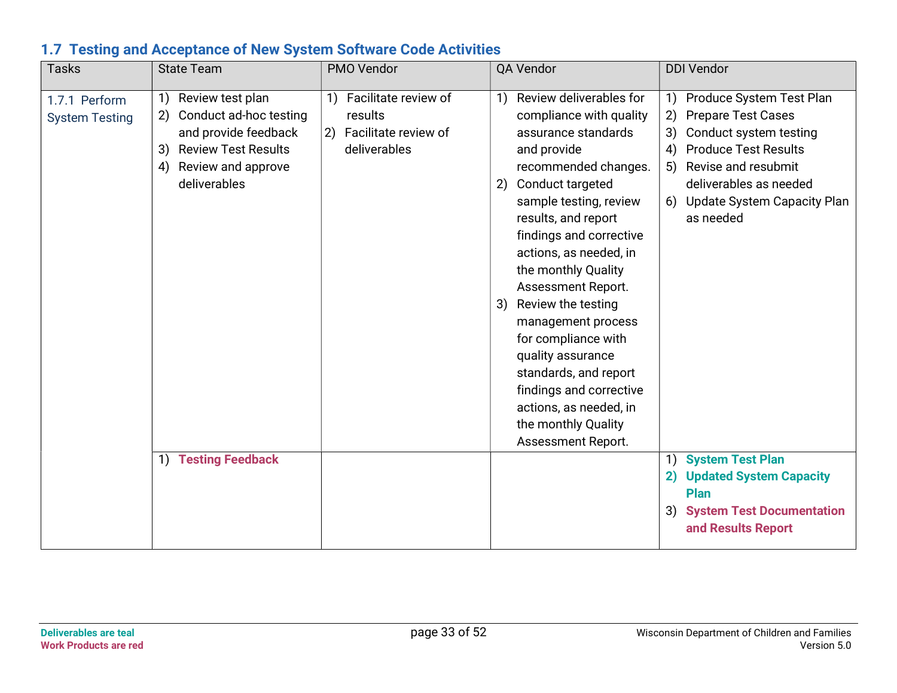### 1.7 Testing and Acceptance of New System Software Code Activities

| Tasks | State Team | PMO Vendor | QA Vendor | DDI Vendor |
|---|---|---|---|---|
| 1.7.1 Perform System Testing | 1) Review test plan<br>2) Conduct ad-hoc testing and provide feedback<br>3) Review Test Results<br>4) Review and approve deliverables | 1) Facilitate review of results<br>2) Facilitate review of deliverables | 1) Review deliverables for compliance with quality assurance standards and provide recommended changes.<br>2) Conduct targeted sample testing, review results, and report findings and corrective actions, as needed, in the monthly Quality Assessment Report.<br>3) Review the testing management process for compliance with quality assurance standards, and report findings and corrective actions, as needed, in the monthly Quality Assessment Report. | 1) Produce System Test Plan<br>2) Prepare Test Cases<br>3) Conduct system testing<br>4) Produce Test Results<br>5) Revise and resubmit deliverables as needed<br>6) Update System Capacity Plan as needed |
| | 1) **Testing Feedback** | | | 1) **System Test Plan**<br>2) **Updated System Capacity Plan**<br>3) **System Test Documentation and Results Report** |

**Deliverables are teal**
**Work Products are red**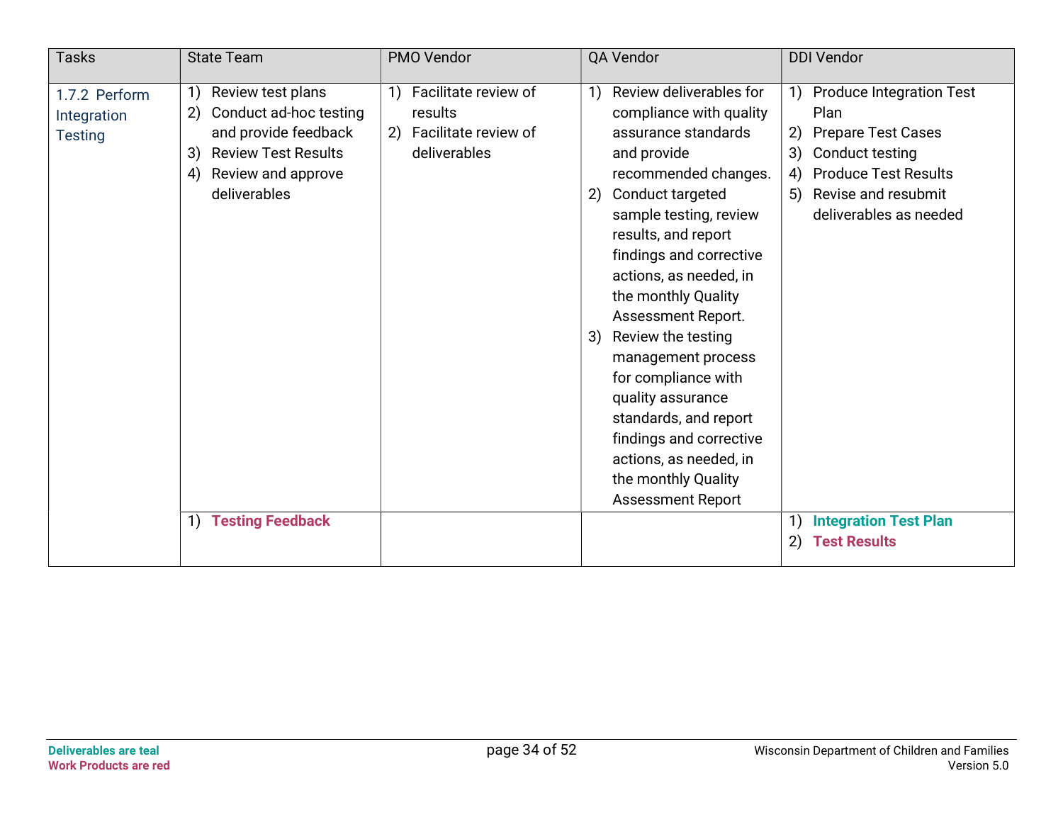| Tasks | State Team | PMO Vendor | QA Vendor | DDI Vendor |
|---|---|---|---|---|
| 1.7.2 Perform Integration Testing | 1) Review test plans<br>2) Conduct ad-hoc testing and provide feedback<br>3) Review Test Results<br>4) Review and approve deliverables | 1) Facilitate review of results<br>2) Facilitate review of deliverables | 1) Review deliverables for compliance with quality assurance standards and provide recommended changes.<br>2) Conduct targeted sample testing, review results, and report findings and corrective actions, as needed, in the monthly Quality Assessment Report.<br>3) Review the testing management process for compliance with quality assurance standards, and report findings and corrective actions, as needed, in the monthly Quality Assessment Report | 1) Produce Integration Test Plan<br>2) Prepare Test Cases<br>3) Conduct testing<br>4) Produce Test Results<br>5) Revise and resubmit deliverables as needed |
| | 1) **Testing Feedback** | | | 1) **Integration Test Plan**<br>2) **Test Results** |

**Deliverables are teal**
**Work Products are red**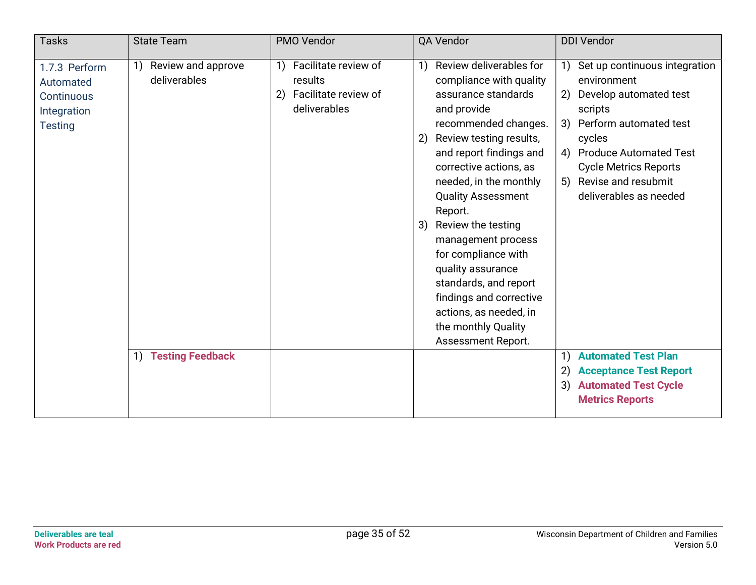| Tasks | State Team | PMO Vendor | QA Vendor | DDI Vendor |
|---|---|---|---|---|
| 1.7.3 Perform Automated Continuous Integration Testing | 1) Review and approve deliverables | 1) Facilitate review of results<br>2) Facilitate review of deliverables | 1) Review deliverables for compliance with quality assurance standards and provide recommended changes.<br>2) Review testing results, and report findings and corrective actions, as needed, in the monthly Quality Assessment Report.<br>3) Review the testing management process for compliance with quality assurance standards, and report findings and corrective actions, as needed, in the monthly Quality Assessment Report. | 1) Set up continuous integration environment<br>2) Develop automated test scripts<br>3) Perform automated test cycles<br>4) Produce Automated Test Cycle Metrics Reports<br>5) Revise and resubmit deliverables as needed |
| | 1) **Testing Feedback** | | | 1) **Automated Test Plan**<br>2) **Acceptance Test Report**<br>3) **Automated Test Cycle Metrics Reports** |

**Deliverables are teal**
**Work Products are red**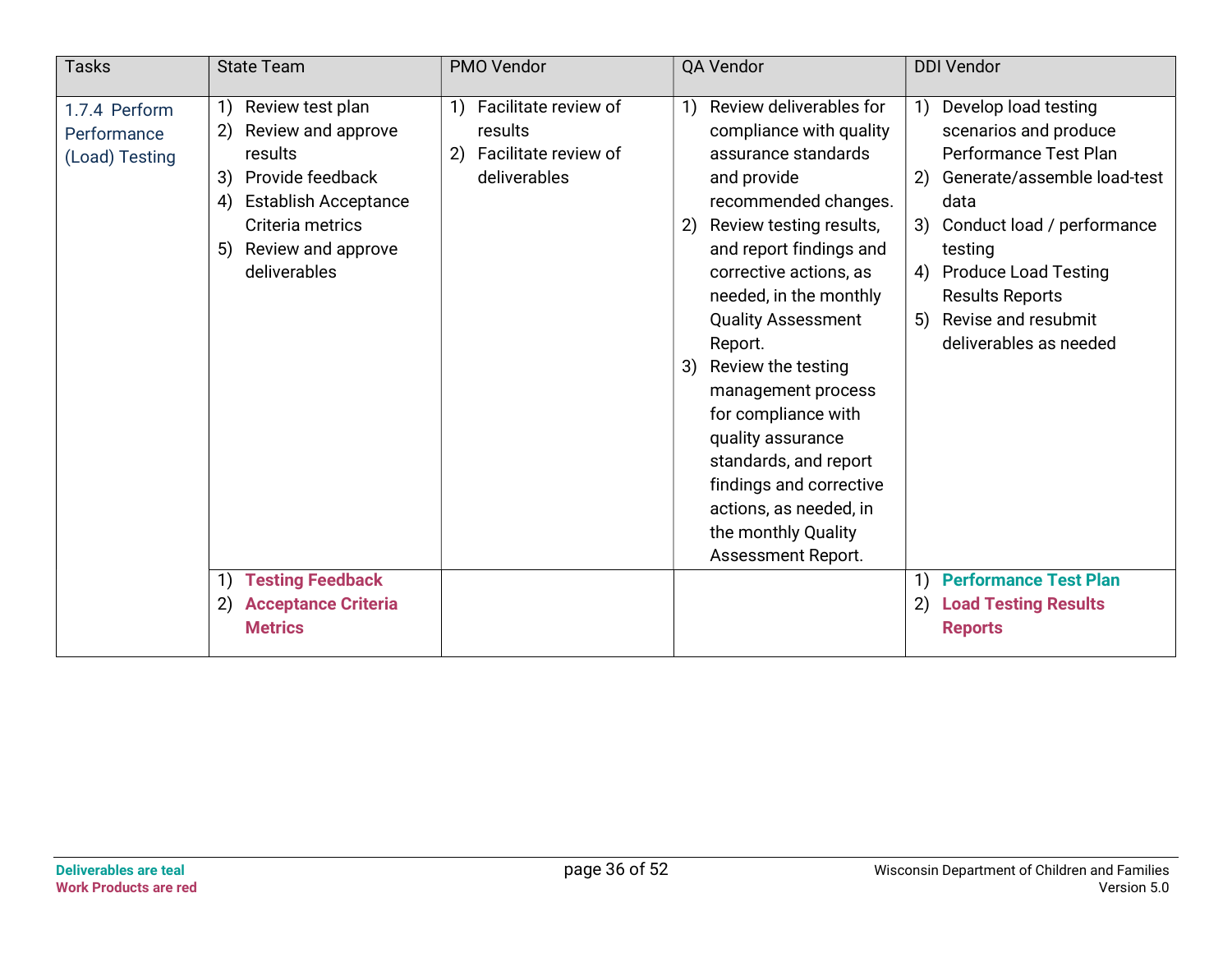| Tasks | State Team | PMO Vendor | QA Vendor | DDI Vendor |
|---|---|---|---|---|
| 1.7.4 Perform Performance (Load) Testing | 1) Review test plan<br>2) Review and approve results<br>3) Provide feedback<br>4) Establish Acceptance Criteria metrics<br>5) Review and approve deliverables | 1) Facilitate review of results<br>2) Facilitate review of deliverables | 1) Review deliverables for compliance with quality assurance standards and provide recommended changes.<br>2) Review testing results, and report findings and corrective actions, as needed, in the monthly Quality Assessment Report.<br>3) Review the testing management process for compliance with quality assurance standards, and report findings and corrective actions, as needed, in the monthly Quality Assessment Report. | 1) Develop load testing scenarios and produce Performance Test Plan<br>2) Generate/assemble load-test data<br>3) Conduct load / performance testing<br>4) Produce Load Testing Results Reports<br>5) Revise and resubmit deliverables as needed |
| | 1) **Testing Feedback**<br>2) **Acceptance Criteria Metrics** | | | 1) **Performance Test Plan**<br>2) **Load Testing Results Reports** |

**Deliverables are teal**
**Work Products are red**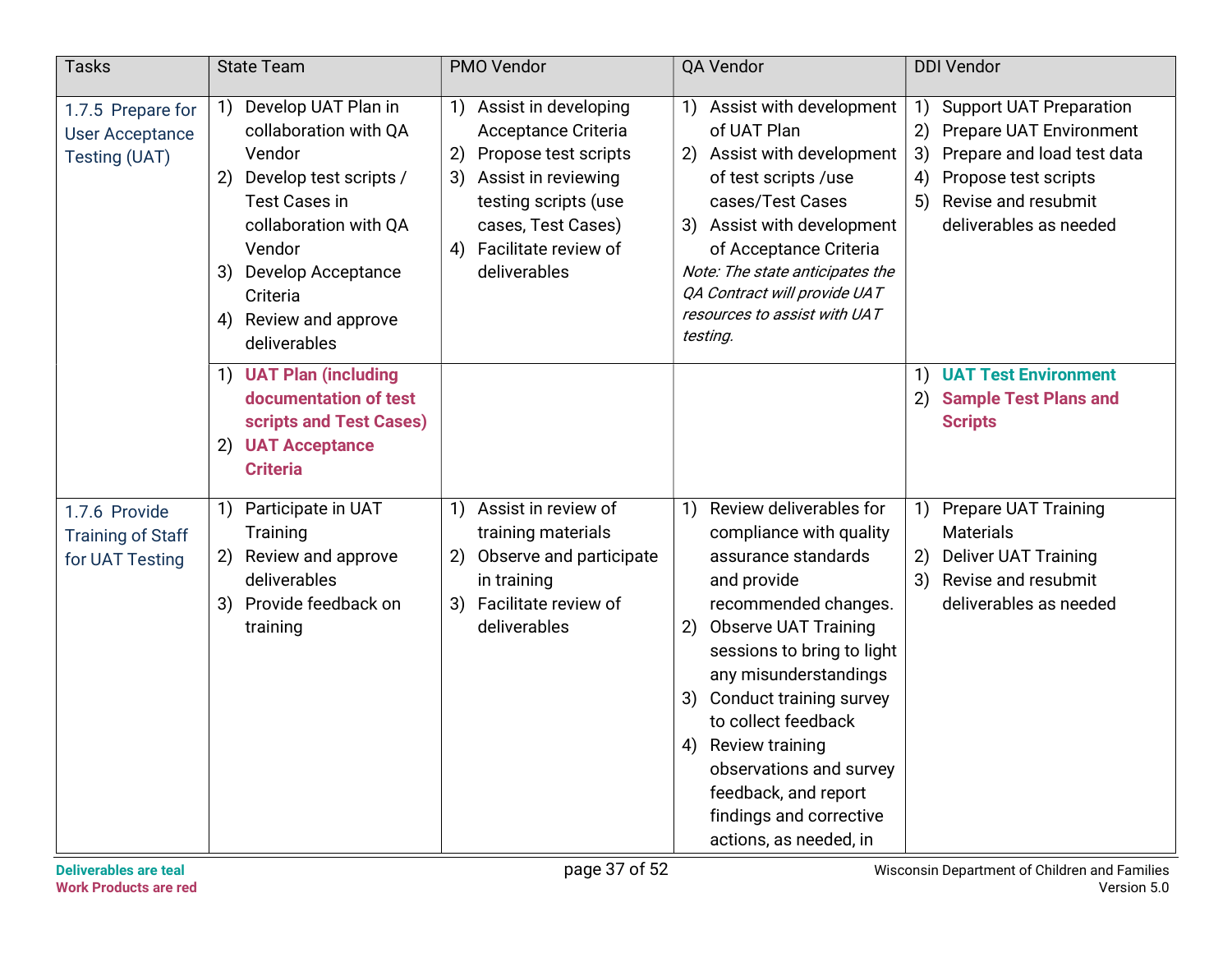| Tasks | State Team | PMO Vendor | QA Vendor | DDI Vendor |
|---|---|---|---|---|
| 1.7.5 Prepare for User Acceptance Testing (UAT) | 1) Develop UAT Plan in collaboration with QA Vendor<br>2) Develop test scripts / Test Cases in collaboration with QA Vendor<br>3) Develop Acceptance Criteria<br>4) Review and approve deliverables | 1) Assist in developing Acceptance Criteria<br>2) Propose test scripts<br>3) Assist in reviewing testing scripts (use cases, Test Cases)<br>4) Facilitate review of deliverables | 1) Assist with development of UAT Plan<br>2) Assist with development of test scripts /use cases/Test Cases<br>3) Assist with development of Acceptance Criteria<br>*Note: The state anticipates the QA Contract will provide UAT resources to assist with UAT testing.* | 1) Support UAT Preparation<br>2) Prepare UAT Environment<br>3) Prepare and load test data<br>4) Propose test scripts<br>5) Revise and resubmit deliverables as needed |
| | 1) **UAT Plan (including documentation of test scripts and Test Cases)**<br>2) **UAT Acceptance Criteria** | | | 1) **UAT Test Environment**<br>2) **Sample Test Plans and Scripts** |
| 1.7.6 Provide Training of Staff for UAT Testing | 1) Participate in UAT Training<br>2) Review and approve deliverables<br>3) Provide feedback on training | 1) Assist in review of training materials<br>2) Observe and participate in training<br>3) Facilitate review of deliverables | 1) Review deliverables for compliance with quality assurance standards and provide recommended changes.<br>2) Observe UAT Training sessions to bring to light any misunderstandings<br>3) Conduct training survey to collect feedback<br>4) Review training observations and survey feedback, and report findings and corrective actions, as needed, in | 1) Prepare UAT Training Materials<br>2) Deliver UAT Training<br>3) Revise and resubmit deliverables as needed |

**Deliverables are teal**
**Work Products are red**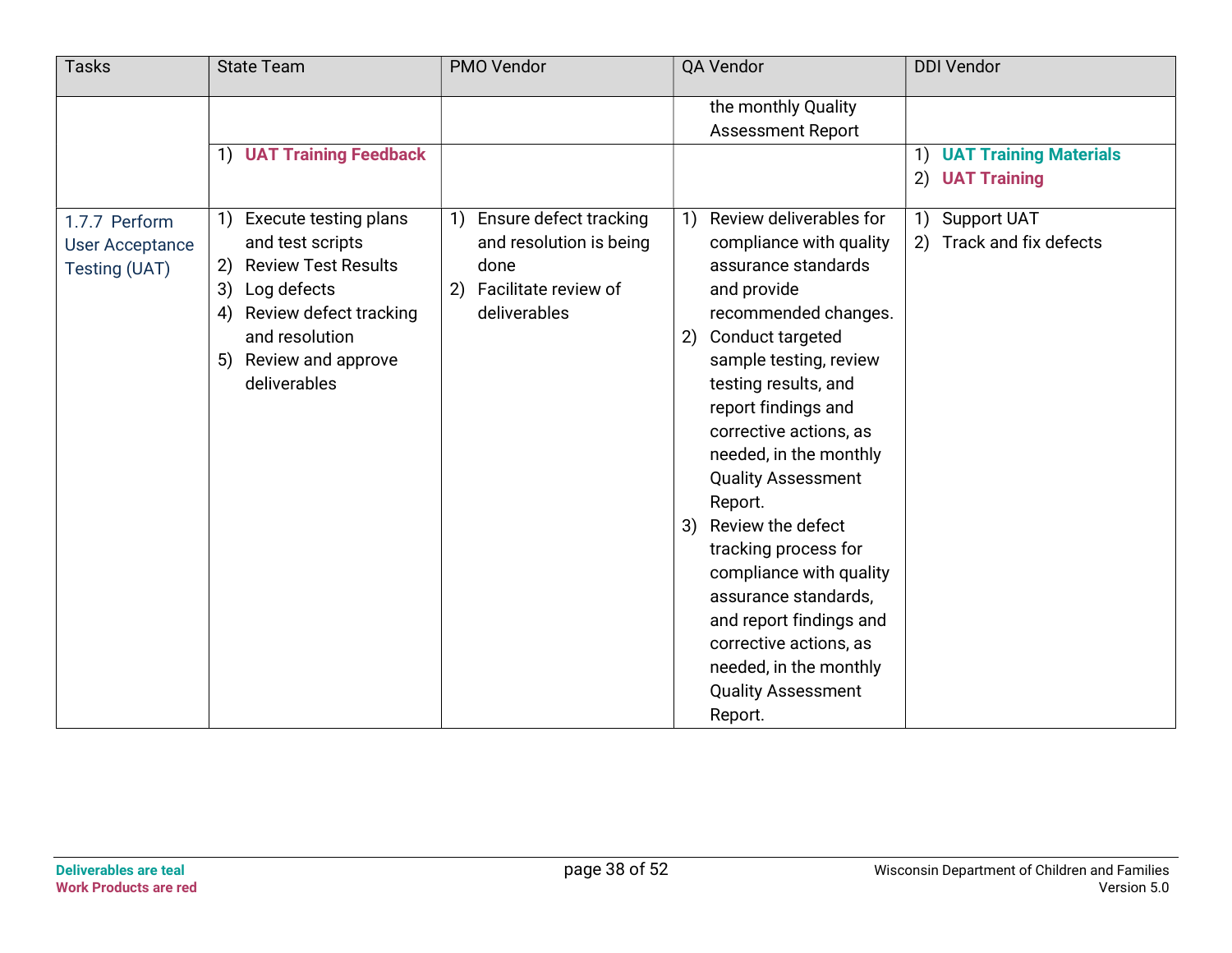| Tasks | State Team | PMO Vendor | QA Vendor | DDI Vendor |
|---|---|---|---|---|
| | | | the monthly Quality Assessment Report | |
| | 1) **UAT Training Feedback** | | | 1) **UAT Training Materials**<br>2) **UAT Training** |
| 1.7.7 Perform User Acceptance Testing (UAT) | 1) Execute testing plans and test scripts<br>2) Review Test Results<br>3) Log defects<br>4) Review defect tracking and resolution<br>5) Review and approve deliverables | 1) Ensure defect tracking and resolution is being done<br>2) Facilitate review of deliverables | 1) Review deliverables for compliance with quality assurance standards and provide recommended changes.<br>2) Conduct targeted sample testing, review testing results, and report findings and corrective actions, as needed, in the monthly Quality Assessment Report.<br>3) Review the defect tracking process for compliance with quality assurance standards, and report findings and corrective actions, as needed, in the monthly Quality Assessment Report. | 1) Support UAT<br>2) Track and fix defects |

**Deliverables are teal**
**Work Products are red**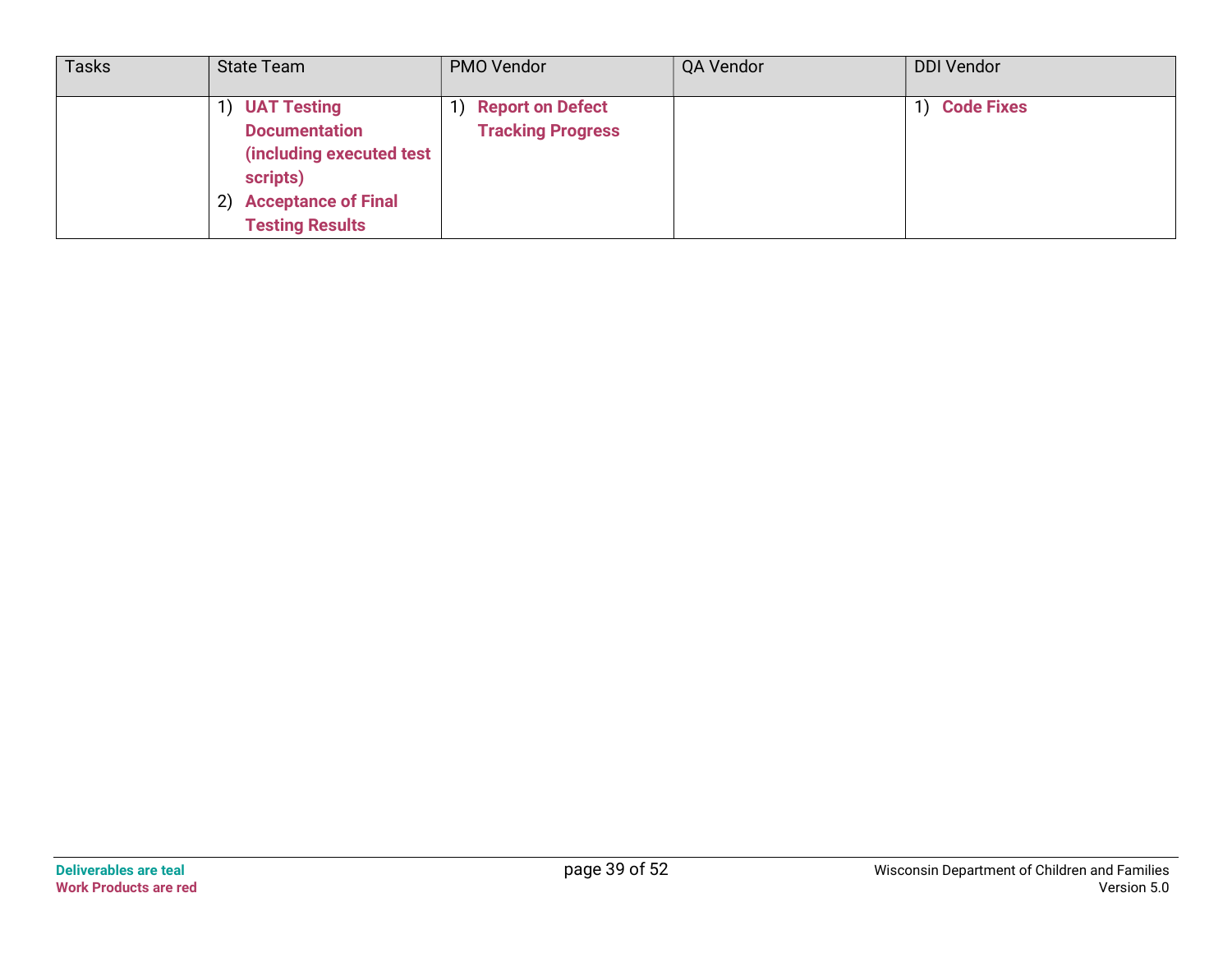| Tasks | State Team | PMO Vendor | QA Vendor | DDI Vendor |
|---|---|---|---|---|
| | 1) **UAT Testing Documentation (including executed test scripts)**<br>2) **Acceptance of Final Testing Results** | 1) **Report on Defect Tracking Progress** | | 1) **Code Fixes** |

**Deliverables are teal**
**Work Products are red**

Wisconsin Department of Children and Families
Version 5.0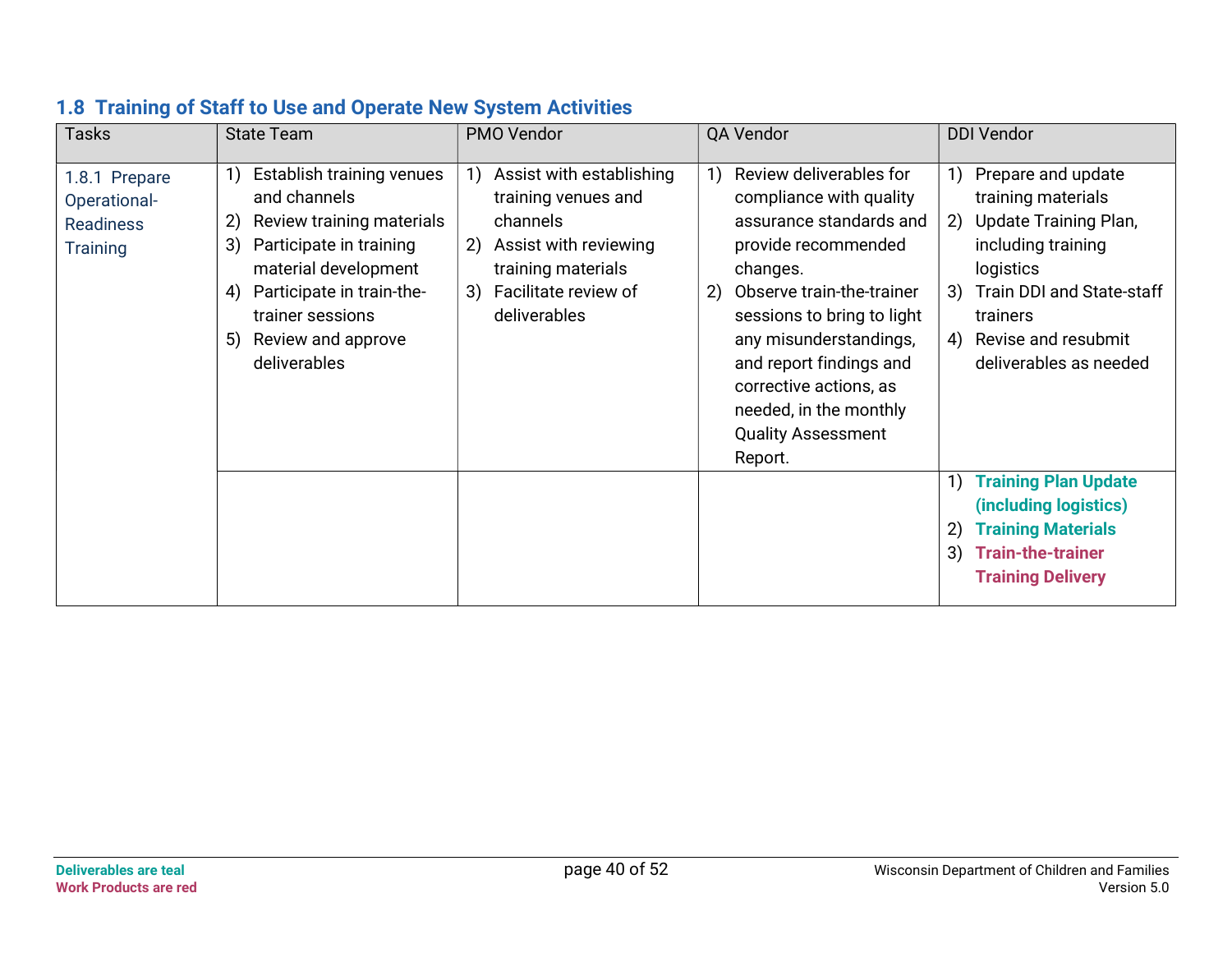## 1.8 Training of Staff to Use and Operate New System Activities

| Tasks | State Team | PMO Vendor | QA Vendor | DDI Vendor |
| --- | --- | --- | --- | --- |
| 1.8.1 Prepare Operational-Readiness Training | 1) Establish training venues and channels<br>2) Review training materials<br>3) Participate in training material development<br>4) Participate in train-the-trainer sessions<br>5) Review and approve deliverables | 1) Assist with establishing training venues and channels<br>2) Assist with reviewing training materials<br>3) Facilitate review of deliverables | 1) Review deliverables for compliance with quality assurance standards and provide recommended changes.<br>2) Observe train-the-trainer sessions to bring to light any misunderstandings, and report findings and corrective actions, as needed, in the monthly Quality Assessment Report. | 1) Prepare and update training materials<br>2) Update Training Plan, including training logistics<br>3) Train DDI and State-staff trainers<br>4) Revise and resubmit deliverables as needed |
| | | | | 1) **Training Plan Update (including logistics)**<br>2) **Training Materials**<br>3) **Train-the-trainer Training Delivery** |

**Deliverables are teal**
**Work Products are red**

Wisconsin Department of Children and Families
Version 5.0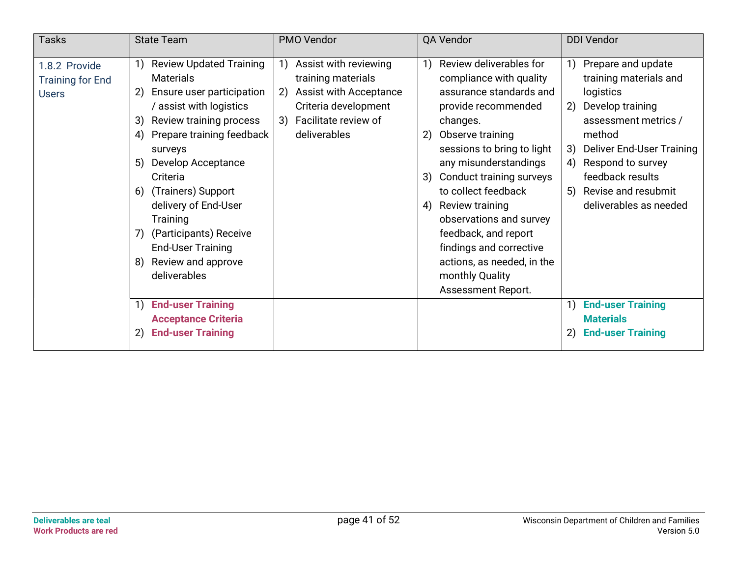| Tasks | State Team | PMO Vendor | QA Vendor | DDI Vendor |
|---|---|---|---|---|
| 1.8.2 Provide Training for End Users | 1) Review Updated Training Materials<br>2) Ensure user participation / assist with logistics<br>3) Review training process<br>4) Prepare training feedback surveys<br>5) Develop Acceptance Criteria<br>6) (Trainers) Support delivery of End-User Training<br>7) (Participants) Receive End-User Training<br>8) Review and approve deliverables | 1) Assist with reviewing training materials<br>2) Assist with Acceptance Criteria development<br>3) Facilitate review of deliverables | 1) Review deliverables for compliance with quality assurance standards and provide recommended changes.<br>2) Observe training sessions to bring to light any misunderstandings<br>3) Conduct training surveys to collect feedback<br>4) Review training observations and survey feedback, and report findings and corrective actions, as needed, in the monthly Quality Assessment Report. | 1) Prepare and update training materials and logistics<br>2) Develop training assessment metrics / method<br>3) Deliver End-User Training<br>4) Respond to survey feedback results<br>5) Revise and resubmit deliverables as needed |
| | 1) **End-user Training Acceptance Criteria**<br>2) **End-user Training** | | | 1) **End-user Training Materials**<br>2) **End-user Training** |

**Deliverables are teal**
**Work Products are red**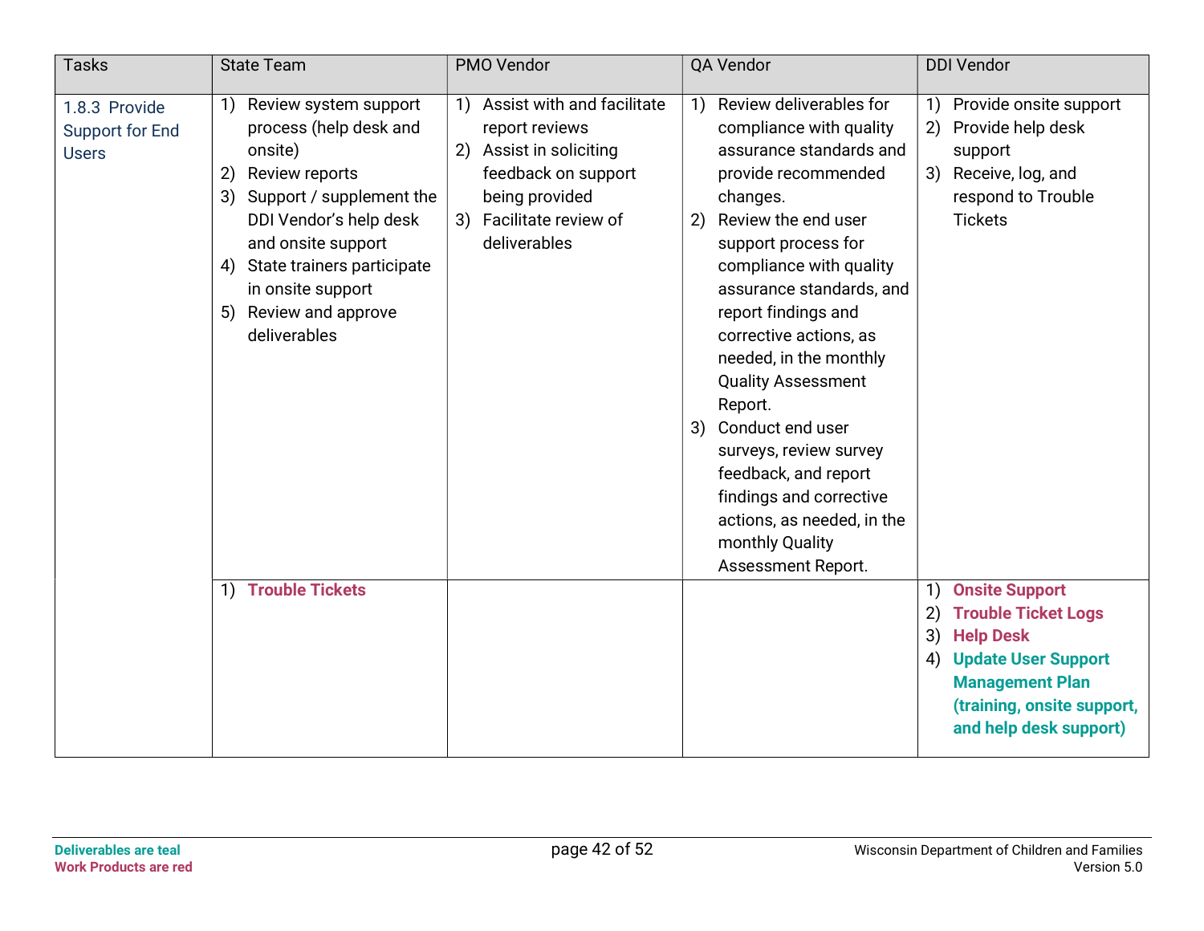| Tasks | State Team | PMO Vendor | QA Vendor | DDI Vendor |
|---|---|---|---|---|
| 1.8.3 Provide Support for End Users | 1) Review system support process (help desk and onsite)<br>2) Review reports<br>3) Support / supplement the DDI Vendor's help desk and onsite support<br>4) State trainers participate in onsite support<br>5) Review and approve deliverables | 1) Assist with and facilitate report reviews<br>2) Assist in soliciting feedback on support being provided<br>3) Facilitate review of deliverables | 1) Review deliverables for compliance with quality assurance standards and provide recommended changes.<br>2) Review the end user support process for compliance with quality assurance standards, and report findings and corrective actions, as needed, in the monthly Quality Assessment Report.<br>3) Conduct end user surveys, review survey feedback, and report findings and corrective actions, as needed, in the monthly Quality Assessment Report. | 1) Provide onsite support<br>2) Provide help desk support<br>3) Receive, log, and respond to Trouble Tickets |
| | 1) **Trouble Tickets** | | | 1) **Onsite Support**<br>2) **Trouble Ticket Logs**<br>3) **Help Desk**<br>4) **Update User Support Management Plan (training, onsite support, and help desk support)** |

**Deliverables are teal**
**Work Products are red**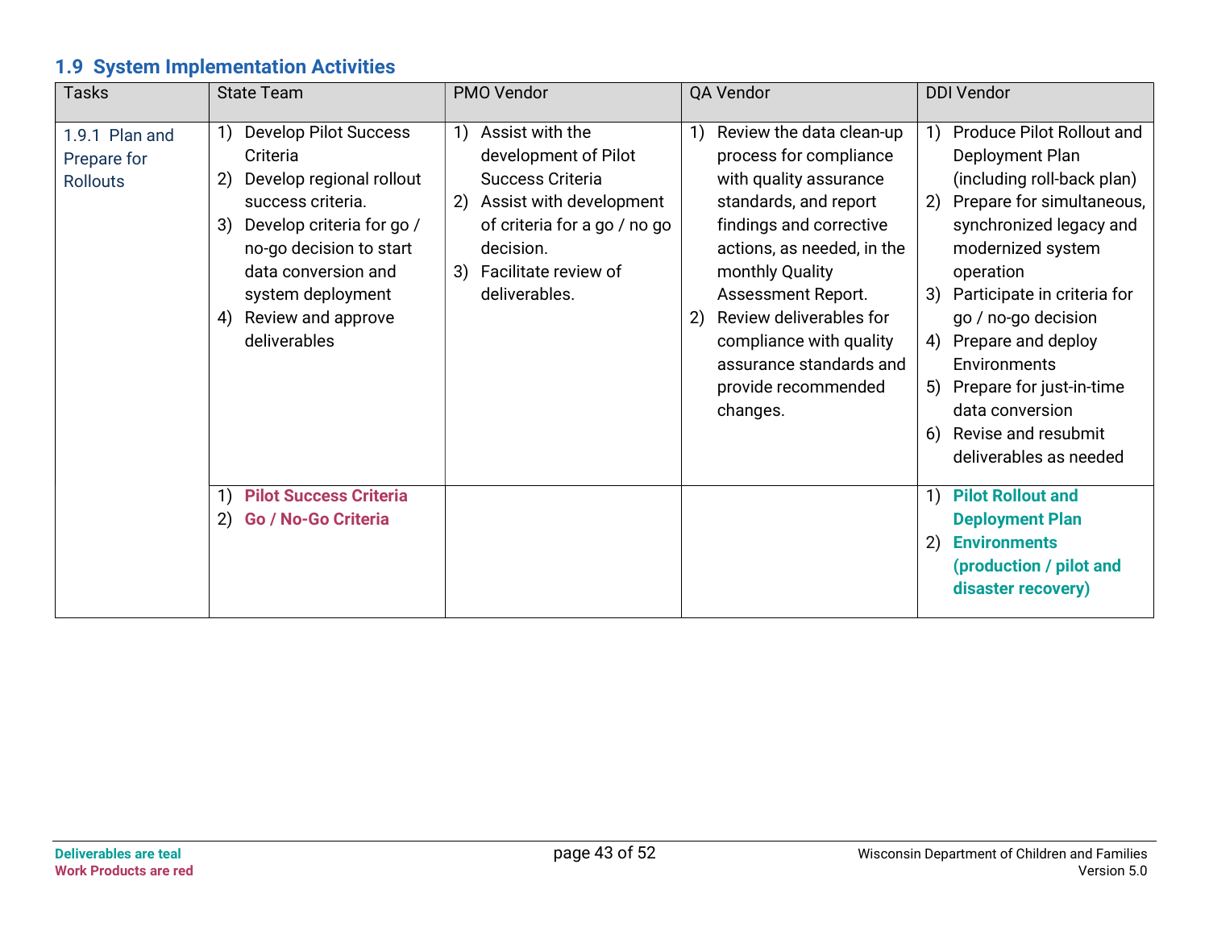## 1.9 System Implementation Activities

| Tasks | State Team | PMO Vendor | QA Vendor | DDI Vendor |
|---|---|---|---|---|
| 1.9.1 Plan and Prepare for Rollouts | 1) Develop Pilot Success Criteria<br>2) Develop regional rollout success criteria.<br>3) Develop criteria for go / no-go decision to start data conversion and system deployment<br>4) Review and approve deliverables | 1) Assist with the development of Pilot Success Criteria<br>2) Assist with development of criteria for a go / no go decision.<br>3) Facilitate review of deliverables. | 1) Review the data clean-up process for compliance with quality assurance standards, and report findings and corrective actions, as needed, in the monthly Quality Assessment Report.<br>2) Review deliverables for compliance with quality assurance standards and provide recommended changes. | 1) Produce Pilot Rollout and Deployment Plan (including roll-back plan)<br>2) Prepare for simultaneous, synchronized legacy and modernized system operation<br>3) Participate in criteria for go / no-go decision<br>4) Prepare and deploy Environments<br>5) Prepare for just-in-time data conversion<br>6) Revise and resubmit deliverables as needed |
| | 1) **Pilot Success Criteria**<br>2) **Go / No-Go Criteria** | | | 1) **Pilot Rollout and Deployment Plan**<br>2) **Environments (production / pilot and disaster recovery)** |

**Deliverables are teal**
**Work Products are red**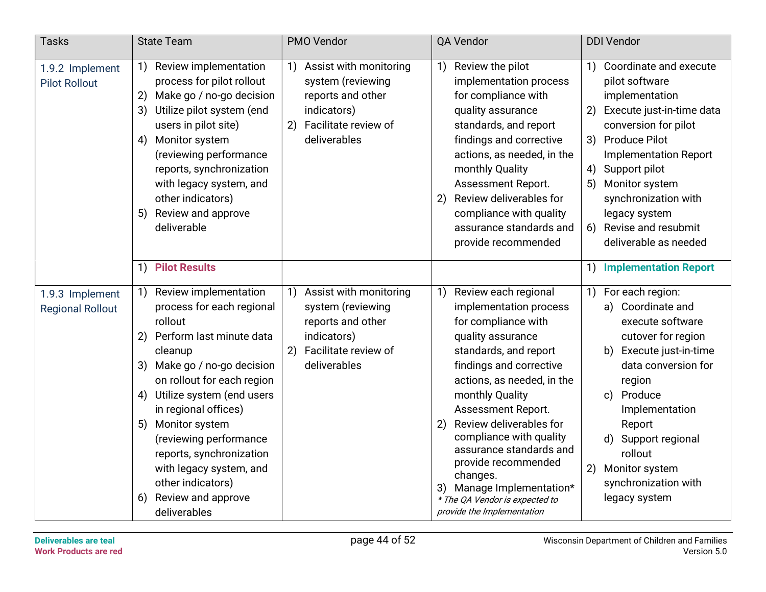| Tasks | State Team | PMO Vendor | QA Vendor | DDI Vendor |
|---|---|---|---|---|
| 1.9.2 Implement Pilot Rollout | 1) Review implementation process for pilot rollout<br>2) Make go / no-go decision<br>3) Utilize pilot system (end users in pilot site)<br>4) Monitor system (reviewing performance reports, synchronization with legacy system, and other indicators)<br>5) Review and approve deliverable | 1) Assist with monitoring system (reviewing reports and other indicators)<br>2) Facilitate review of deliverables | 1) Review the pilot implementation process for compliance with quality assurance standards, and report findings and corrective actions, as needed, in the monthly Quality Assessment Report.<br>2) Review deliverables for compliance with quality assurance standards and provide recommended | 1) Coordinate and execute pilot software implementation<br>2) Execute just-in-time data conversion for pilot<br>3) Produce Pilot Implementation Report<br>4) Support pilot<br>5) Monitor system synchronization with legacy system<br>6) Revise and resubmit deliverable as needed |
| | 1) **Pilot Results** | | | 1) **Implementation Report** |
| 1.9.3 Implement Regional Rollout | 1) Review implementation process for each regional rollout<br>2) Perform last minute data cleanup<br>3) Make go / no-go decision on rollout for each region<br>4) Utilize system (end users in regional offices)<br>5) Monitor system (reviewing performance reports, synchronization with legacy system, and other indicators)<br>6) Review and approve deliverables | 1) Assist with monitoring system (reviewing reports and other indicators)<br>2) Facilitate review of deliverables | 1) Review each regional implementation process for compliance with quality assurance standards, and report findings and corrective actions, as needed, in the monthly Quality Assessment Report.<br>2) Review deliverables for compliance with quality assurance standards and provide recommended changes.<br>3) Manage Implementation*<br>*\* The QA Vendor is expected to provide the Implementation* | 1) For each region:<br>a) Coordinate and execute software cutover for region<br>b) Execute just-in-time data conversion for region<br>c) Produce Implementation Report<br>d) Support regional rollout<br>2) Monitor system synchronization with legacy system |

**Deliverables are teal**
**Work Products are red**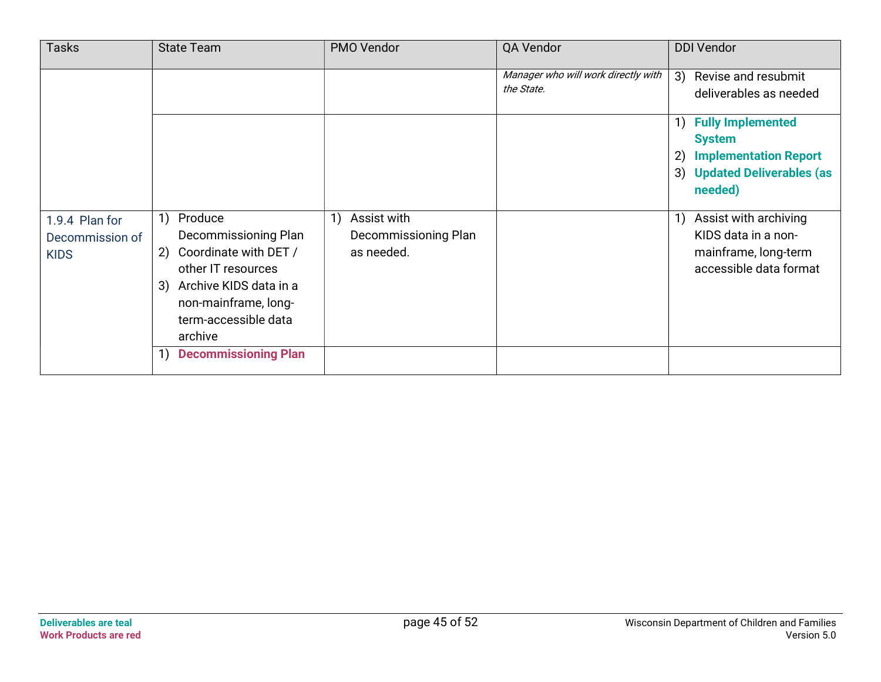| Tasks | State Team | PMO Vendor | QA Vendor | DDI Vendor |
|---|---|---|---|---|
| | | | *Manager who will work directly with the State.* | 3) Revise and resubmit deliverables as needed |
| | | | | 1) **Fully Implemented System**<br>2) **Implementation Report**<br>3) **Updated Deliverables (as needed)** |
| 1.9.4 Plan for Decommission of KIDS | 1) Produce Decommissioning Plan<br>2) Coordinate with DET / other IT resources<br>3) Archive KIDS data in a non-mainframe, long-term-accessible data archive | 1) Assist with Decommissioning Plan as needed. | | 1) Assist with archiving KIDS data in a non-mainframe, long-term accessible data format |
| | 1) **Decommissioning Plan** | | | |

**Deliverables are teal**
**Work Products are red**

Wisconsin Department of Children and Families
Version 5.0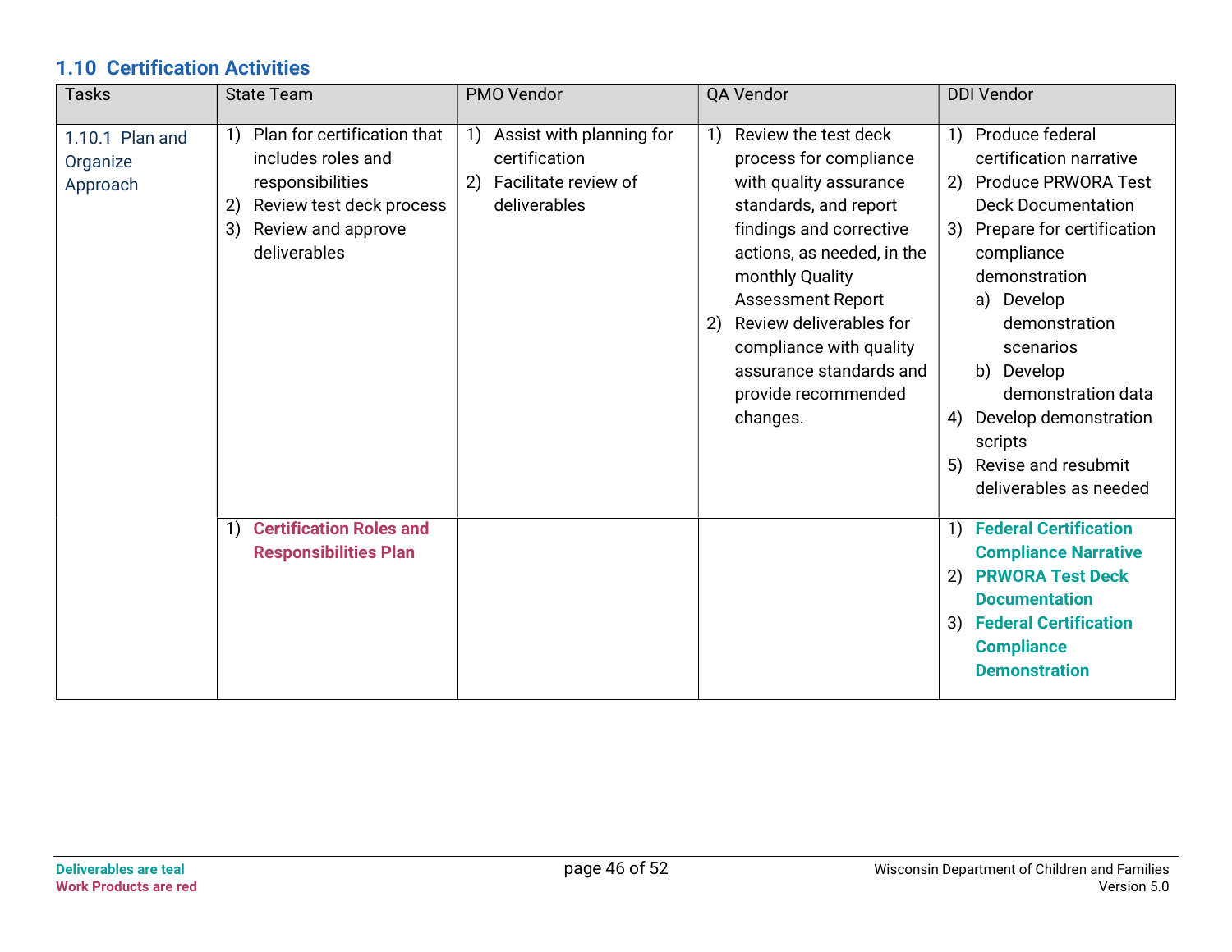## 1.10 Certification Activities

| Tasks | State Team | PMO Vendor | QA Vendor | DDI Vendor |
|---|---|---|---|---|
| 1.10.1 Plan and Organize Approach | 1) Plan for certification that includes roles and responsibilities<br>2) Review test deck process<br>3) Review and approve deliverables | 1) Assist with planning for certification<br>2) Facilitate review of deliverables | 1) Review the test deck process for compliance with quality assurance standards, and report findings and corrective actions, as needed, in the monthly Quality Assessment Report<br>2) Review deliverables for compliance with quality assurance standards and provide recommended changes. | 1) Produce federal certification narrative<br>2) Produce PRWORA Test Deck Documentation<br>3) Prepare for certification compliance demonstration<br>a) Develop demonstration scenarios<br>b) Develop demonstration data<br>4) Develop demonstration scripts<br>5) Revise and resubmit deliverables as needed |
| | 1) **Certification Roles and Responsibilities Plan** | | | 1) **Federal Certification Compliance Narrative**<br>2) **PRWORA Test Deck Documentation**<br>3) **Federal Certification Compliance Demonstration** |

**Deliverables are teal**
**Work Products are red**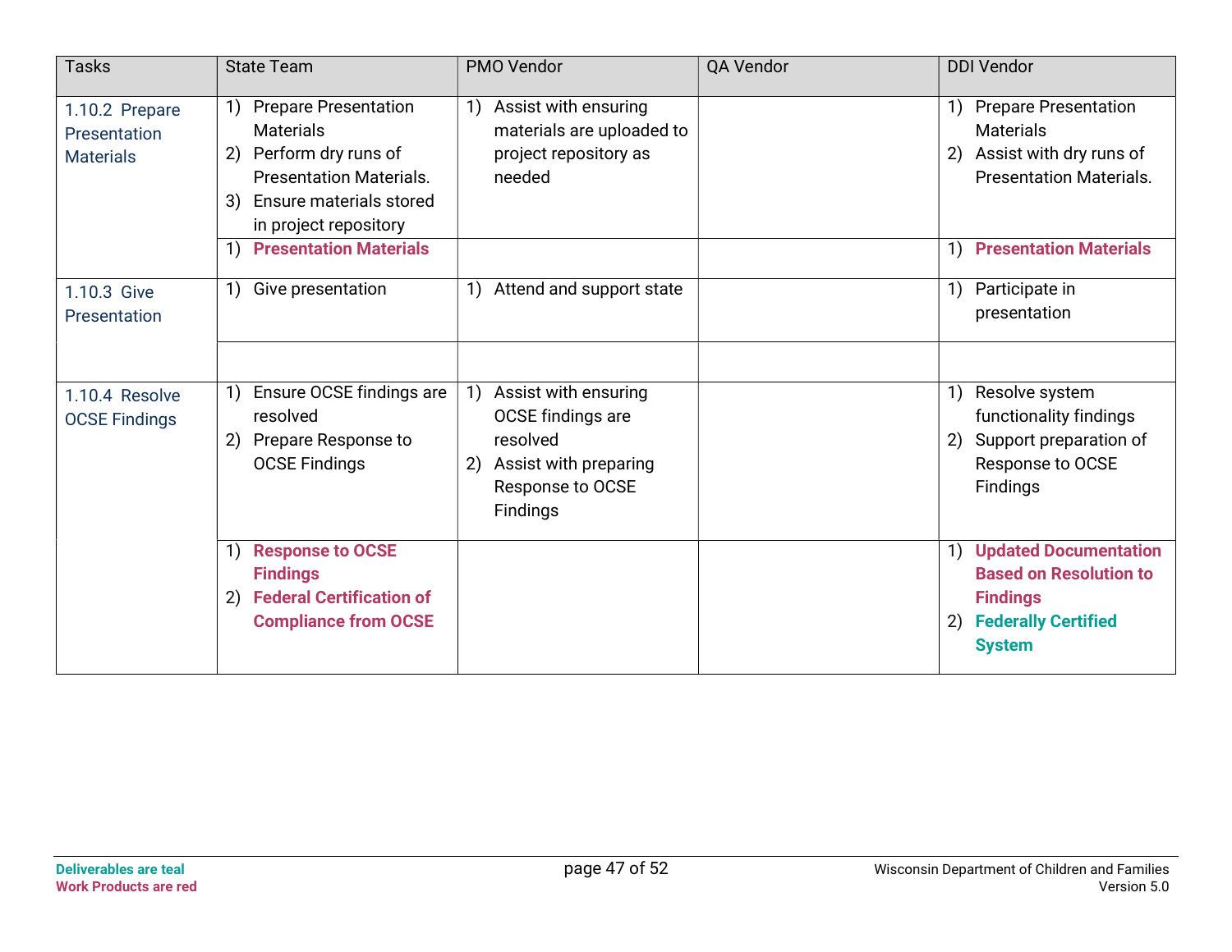| Tasks | State Team | PMO Vendor | QA Vendor | DDI Vendor |
|---|---|---|---|---|
| 1.10.2 Prepare Presentation Materials | 1) Prepare Presentation Materials<br>2) Perform dry runs of Presentation Materials.<br>3) Ensure materials stored in project repository | 1) Assist with ensuring materials are uploaded to project repository as needed | | 1) Prepare Presentation Materials<br>2) Assist with dry runs of Presentation Materials. |
| | 1) **Presentation Materials** | | | 1) **Presentation Materials** |
| 1.10.3 Give Presentation | 1) Give presentation | 1) Attend and support state | | 1) Participate in presentation |
| | | | | |
| 1.10.4 Resolve OCSE Findings | 1) Ensure OCSE findings are resolved<br>2) Prepare Response to OCSE Findings | 1) Assist with ensuring OCSE findings are resolved<br>2) Assist with preparing Response to OCSE Findings | | 1) Resolve system functionality findings<br>2) Support preparation of Response to OCSE Findings |
| | 1) **Response to OCSE Findings**<br>2) **Federal Certification of Compliance from OCSE** | | | 1) **Updated Documentation Based on Resolution to Findings**<br>2) **Federally Certified System** |

Deliverables are teal
Work Products are red

Wisconsin Department of Children and Families
Version 5.0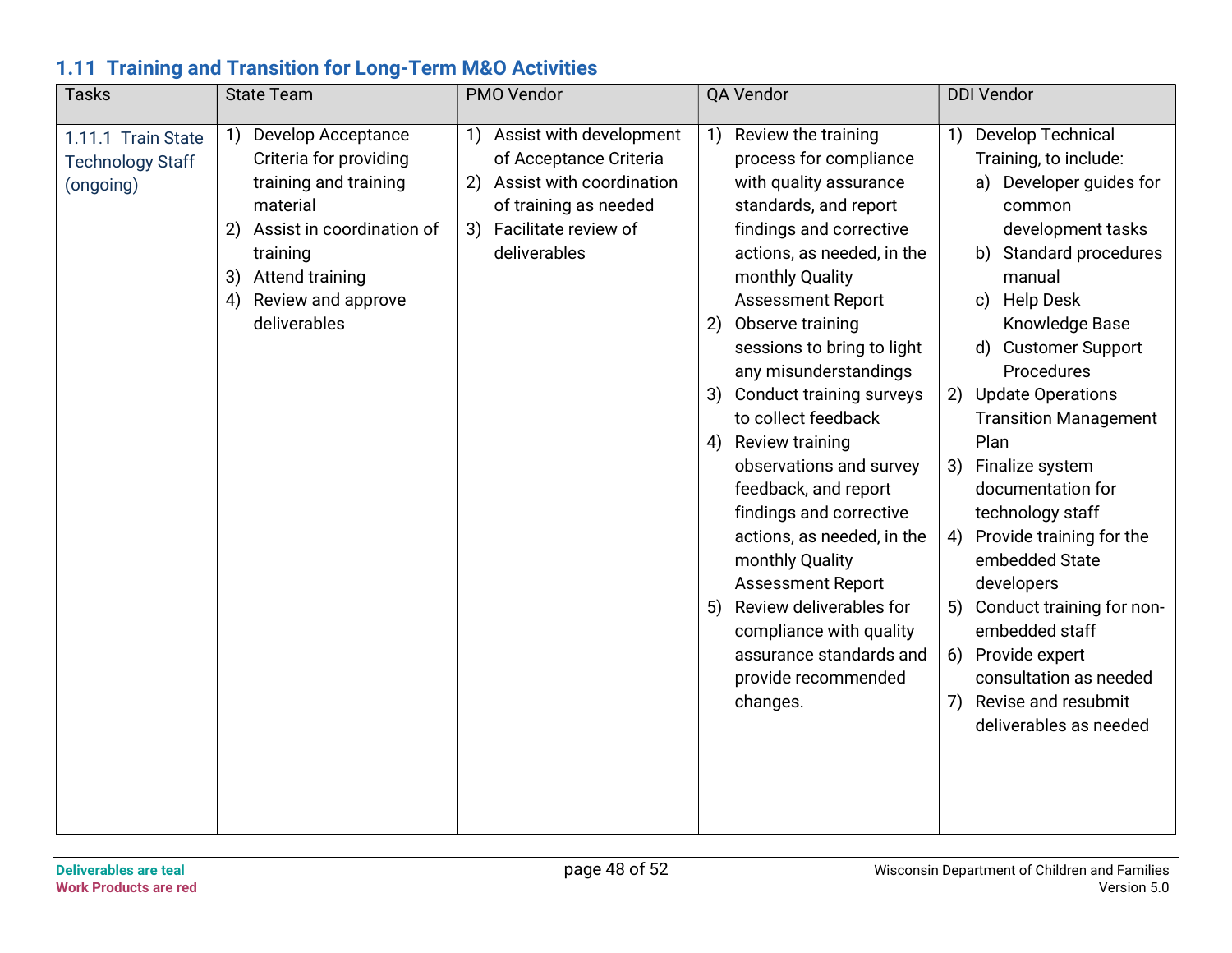## 1.11 Training and Transition for Long-Term M&O Activities

| Tasks | State Team | PMO Vendor | QA Vendor | DDI Vendor |
|---|---|---|---|---|
| 1.11.1 Train State Technology Staff (ongoing) | 1) Develop Acceptance Criteria for providing training and training material<br>2) Assist in coordination of training<br>3) Attend training<br>4) Review and approve deliverables | 1) Assist with development of Acceptance Criteria<br>2) Assist with coordination of training as needed<br>3) Facilitate review of deliverables | 1) Review the training process for compliance with quality assurance standards, and report findings and corrective actions, as needed, in the monthly Quality Assessment Report<br>2) Observe training sessions to bring to light any misunderstandings<br>3) Conduct training surveys to collect feedback<br>4) Review training observations and survey feedback, and report findings and corrective actions, as needed, in the monthly Quality Assessment Report<br>5) Review deliverables for compliance with quality assurance standards and provide recommended changes. | 1) Develop Technical Training, to include:<br>a) Developer guides for common development tasks<br>b) Standard procedures manual<br>c) Help Desk Knowledge Base<br>d) Customer Support Procedures<br>2) Update Operations Transition Management Plan<br>3) Finalize system documentation for technology staff<br>4) Provide training for the embedded State developers<br>5) Conduct training for non-embedded staff<br>6) Provide expert consultation as needed<br>7) Revise and resubmit deliverables as needed |

Deliverables are teal
Work Products are red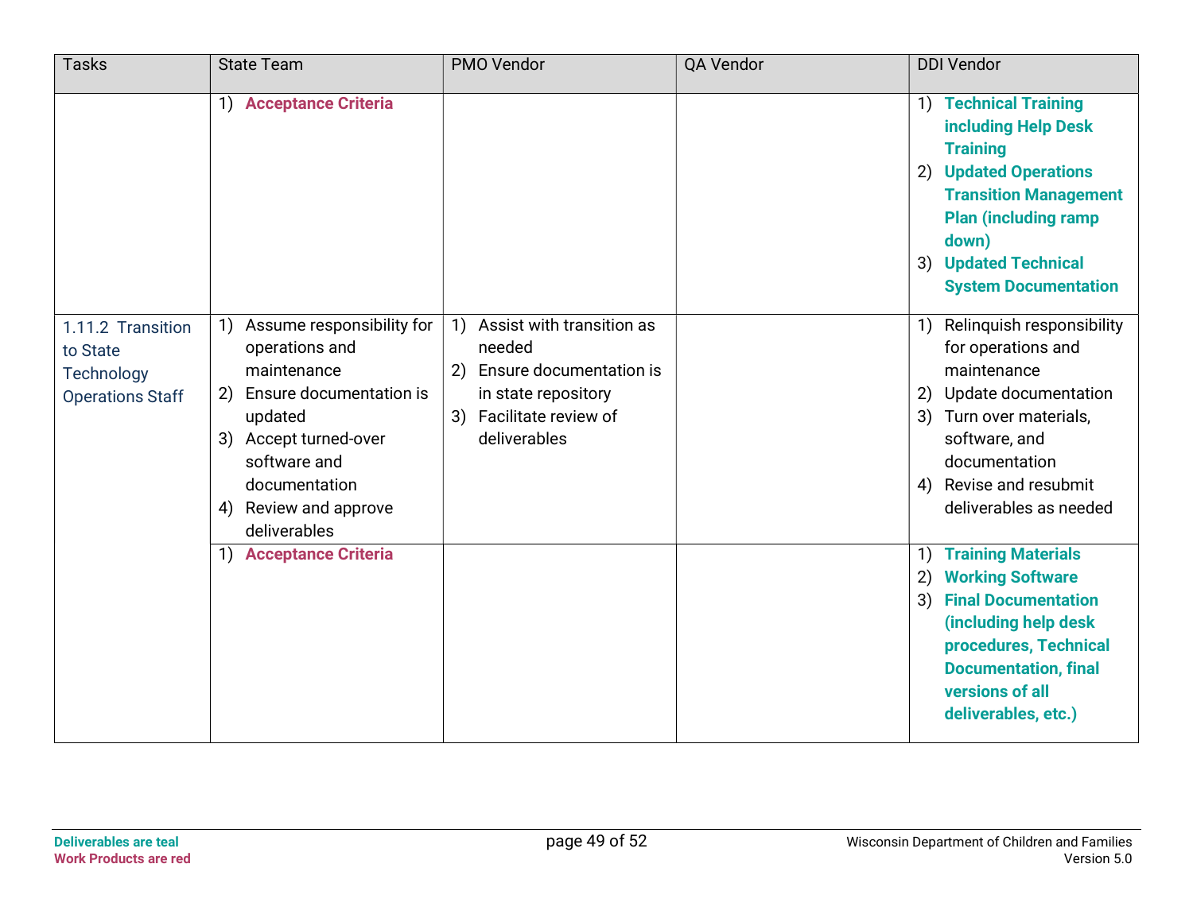| Tasks | State Team | PMO Vendor | QA Vendor | DDI Vendor |
|---|---|---|---|---|
| | 1) **Acceptance Criteria** | | | 1) **Technical Training including Help Desk Training**<br>2) **Updated Operations Transition Management Plan (including ramp down)**<br>3) **Updated Technical System Documentation** |
| 1.11.2 Transition to State Technology Operations Staff | 1) Assume responsibility for operations and maintenance<br>2) Ensure documentation is updated<br>3) Accept turned-over software and documentation<br>4) Review and approve deliverables | 1) Assist with transition as needed<br>2) Ensure documentation is in state repository<br>3) Facilitate review of deliverables | | 1) Relinquish responsibility for operations and maintenance<br>2) Update documentation<br>3) Turn over materials, software, and documentation<br>4) Revise and resubmit deliverables as needed |
| | 1) **Acceptance Criteria** | | | 1) **Training Materials**<br>2) **Working Software**<br>3) **Final Documentation (including help desk procedures, Technical Documentation, final versions of all deliverables, etc.)** |

**Deliverables are teal**
**Work Products are red**

Wisconsin Department of Children and Families
Version 5.0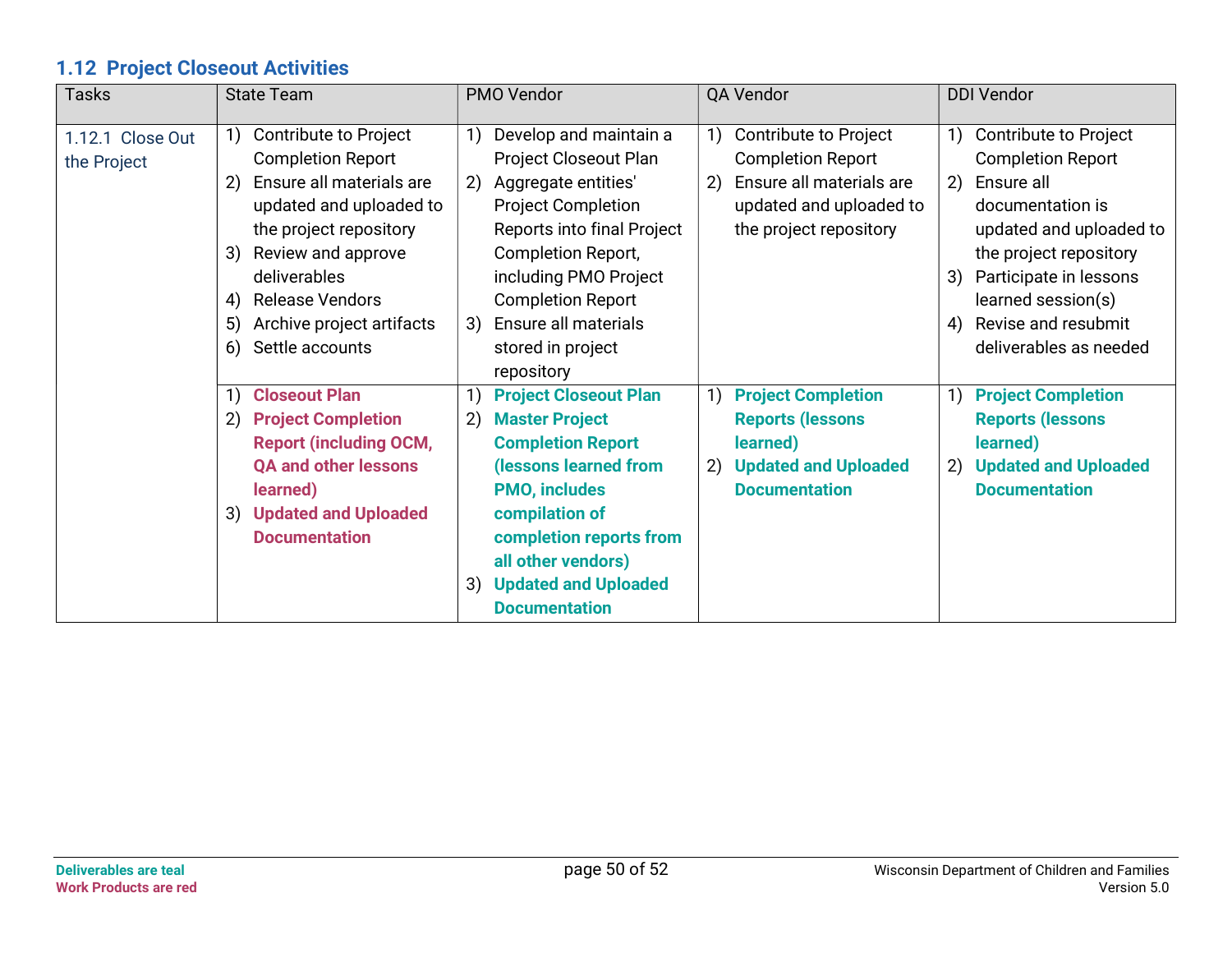## 1.12 Project Closeout Activities

| Tasks | State Team | PMO Vendor | QA Vendor | DDI Vendor |
|---|---|---|---|---|
| 1.12.1 Close Out the Project | 1) Contribute to Project Completion Report<br>2) Ensure all materials are updated and uploaded to the project repository<br>3) Review and approve deliverables<br>4) Release Vendors<br>5) Archive project artifacts<br>6) Settle accounts | 1) Develop and maintain a Project Closeout Plan<br>2) Aggregate entities' Project Completion Reports into final Project Completion Report, including PMO Project Completion Report<br>3) Ensure all materials stored in project repository | 1) Contribute to Project Completion Report<br>2) Ensure all materials are updated and uploaded to the project repository | 1) Contribute to Project Completion Report<br>2) Ensure all documentation is updated and uploaded to the project repository<br>3) Participate in lessons learned session(s)<br>4) Revise and resubmit deliverables as needed |
| | 1) **Closeout Plan**<br>2) **Project Completion Report (including OCM, QA and other lessons learned)**<br>3) **Updated and Uploaded Documentation** | 1) **Project Closeout Plan**<br>2) **Master Project Completion Report (lessons learned from PMO, includes compilation of completion reports from all other vendors)**<br>3) **Updated and Uploaded Documentation** | 1) **Project Completion Reports (lessons learned)**<br>2) **Updated and Uploaded Documentation** | 1) **Project Completion Reports (lessons learned)**<br>2) **Updated and Uploaded Documentation** |

**Deliverables are teal**
**Work Products are red**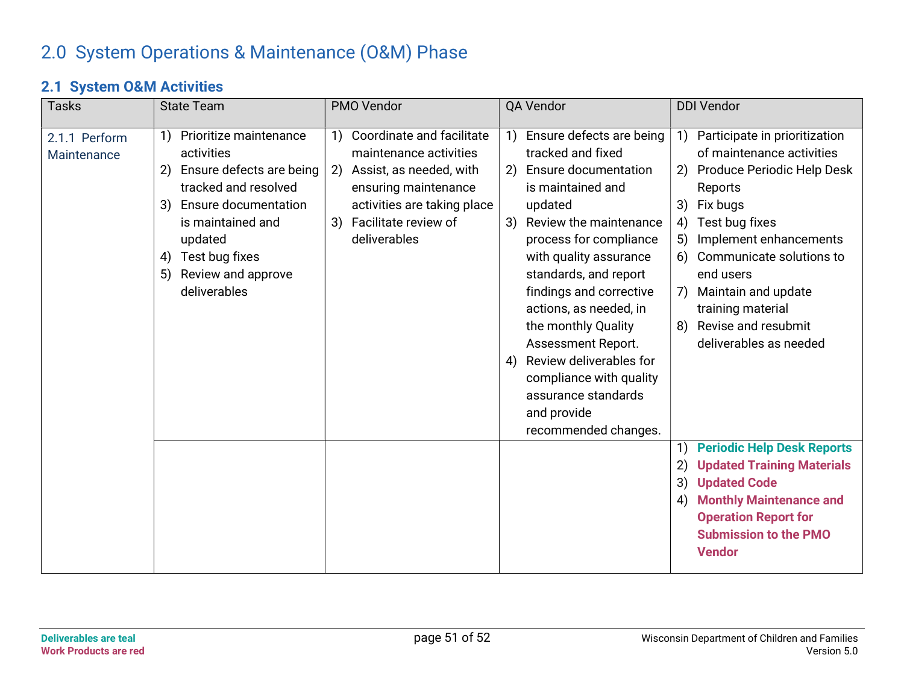# 2.0 System Operations & Maintenance (O&M) Phase

## 2.1 System O&M Activities

| Tasks | State Team | PMO Vendor | QA Vendor | DDI Vendor |
|---|---|---|---|---|
| 2.1.1 Perform Maintenance | 1) Prioritize maintenance activities<br>2) Ensure defects are being tracked and resolved<br>3) Ensure documentation is maintained and updated<br>4) Test bug fixes<br>5) Review and approve deliverables | 1) Coordinate and facilitate maintenance activities<br>2) Assist, as needed, with ensuring maintenance activities are taking place<br>3) Facilitate review of deliverables | 1) Ensure defects are being tracked and fixed<br>2) Ensure documentation is maintained and updated<br>3) Review the maintenance process for compliance with quality assurance standards, and report findings and corrective actions, as needed, in the monthly Quality Assessment Report.<br>4) Review deliverables for compliance with quality assurance standards and provide recommended changes. | 1) Participate in prioritization of maintenance activities<br>2) Produce Periodic Help Desk Reports<br>3) Fix bugs<br>4) Test bug fixes<br>5) Implement enhancements<br>6) Communicate solutions to end users<br>7) Maintain and update training material<br>8) Revise and resubmit deliverables as needed |
| | | | | 1) **Periodic Help Desk Reports**<br>2) **Updated Training Materials**<br>3) **Updated Code**<br>4) **Monthly Maintenance and Operation Report for Submission to the PMO Vendor** |

**Deliverables are teal**
**Work Products are red**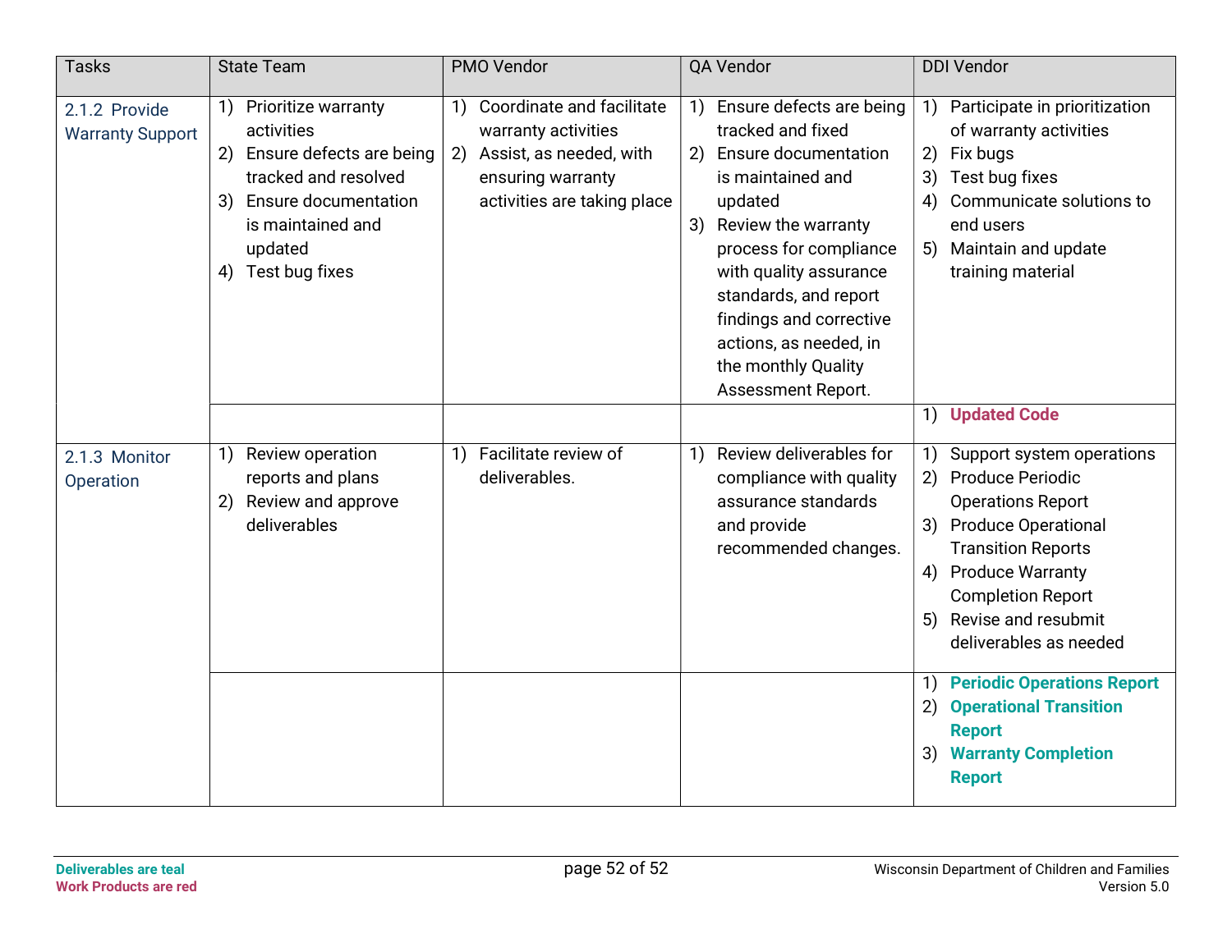| Tasks | State Team | PMO Vendor | QA Vendor | DDI Vendor |
|---|---|---|---|---|
| 2.1.2 Provide Warranty Support | 1) Prioritize warranty activities<br>2) Ensure defects are being tracked and resolved<br>3) Ensure documentation is maintained and updated<br>4) Test bug fixes | 1) Coordinate and facilitate warranty activities<br>2) Assist, as needed, with ensuring warranty activities are taking place | 1) Ensure defects are being tracked and fixed<br>2) Ensure documentation is maintained and updated<br>3) Review the warranty process for compliance with quality assurance standards, and report findings and corrective actions, as needed, in the monthly Quality Assessment Report. | 1) Participate in prioritization of warranty activities<br>2) Fix bugs<br>3) Test bug fixes<br>4) Communicate solutions to end users<br>5) Maintain and update training material |
| | | | | 1) **Updated Code** |
| 2.1.3 Monitor Operation | 1) Review operation reports and plans<br>2) Review and approve deliverables | 1) Facilitate review of deliverables. | 1) Review deliverables for compliance with quality assurance standards and provide recommended changes. | 1) Support system operations<br>2) Produce Periodic Operations Report<br>3) Produce Operational Transition Reports<br>4) Produce Warranty Completion Report<br>5) Revise and resubmit deliverables as needed |
| | | | | 1) **Periodic Operations Report**<br>2) **Operational Transition Report**<br>3) **Warranty Completion Report** |

**Deliverables are teal**
**Work Products are red**

Wisconsin Department of Children and Families
Version 5.0